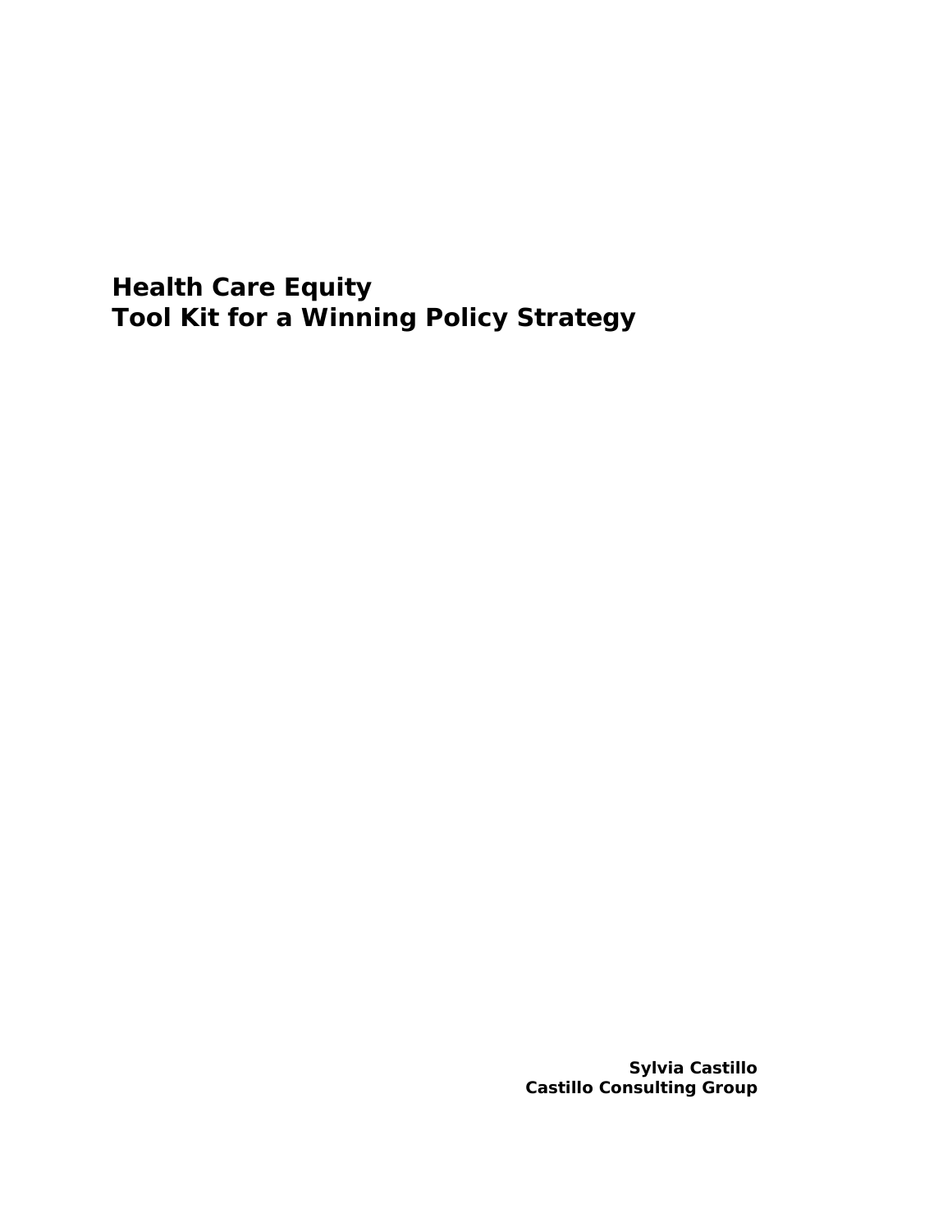# Health Care Equity
# Tool Kit for a Winning Policy Strategy

**Sylvia Castillo**
**Castillo Consulting Group**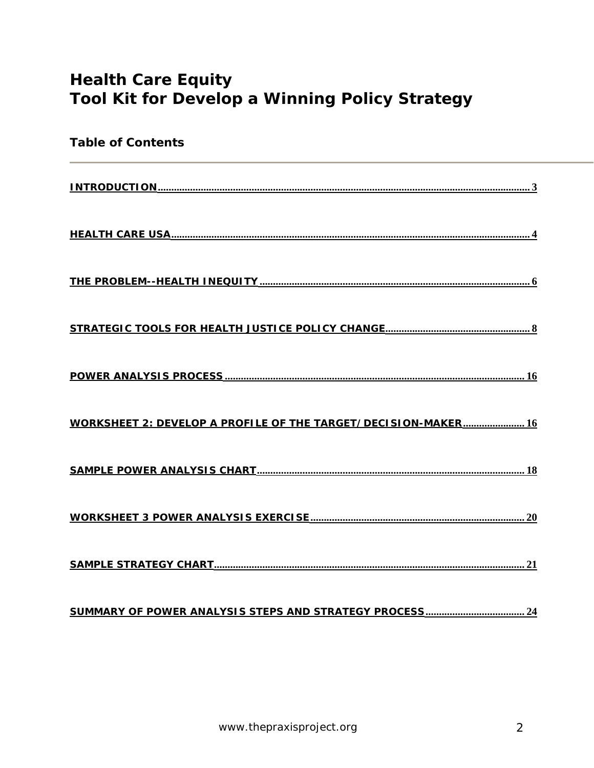# Health Care Equity
# Tool Kit for Develop a Winning Policy Strategy

## Table of Contents

INTRODUCTION ..... 3

HEALTH CARE USA ..... 4

THE PROBLEM--HEALTH INEQUITY ..... 6

STRATEGIC TOOLS FOR HEALTH JUSTICE POLICY CHANGE ..... 8

POWER ANALYSIS PROCESS ..... 16

WORKSHEET 2: DEVELOP A PROFILE OF THE TARGET/DECISION-MAKER ..... 16

SAMPLE POWER ANALYSIS CHART ..... 18

WORKSHEET 3 POWER ANALYSIS EXERCISE ..... 20

SAMPLE STRATEGY CHART ..... 21

SUMMARY OF POWER ANALYSIS STEPS AND STRATEGY PROCESS ..... 24

www.thepraxisproject.org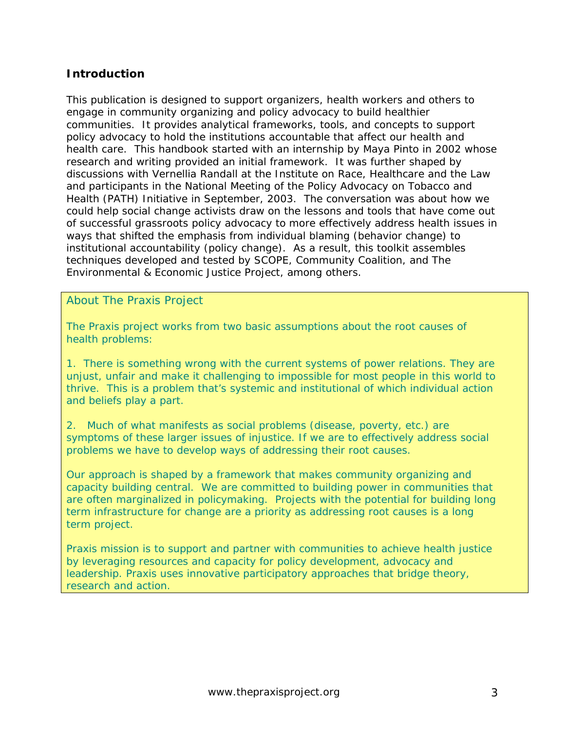## Introduction

This publication is designed to support organizers, health workers and others to engage in community organizing and policy advocacy to build healthier communities. It provides analytical frameworks, tools, and concepts to support policy advocacy to hold the institutions accountable that affect our health and health care. This handbook started with an internship by Maya Pinto in 2002 whose research and writing provided an initial framework. It was further shaped by discussions with Vernellia Randall at the Institute on Race, Healthcare and the Law and participants in the National Meeting of the Policy Advocacy on Tobacco and Health (PATH) Initiative in September, 2003. The conversation was about how we could help social change activists draw on the lessons and tools that have come out of successful grassroots policy advocacy to more effectively address health issues in ways that shifted the emphasis from individual blaming (behavior change) to institutional accountability (policy change). As a result, this toolkit assembles techniques developed and tested by SCOPE, Community Coalition, and The Environmental & Economic Justice Project, among others.

> About The Praxis Project
>
> The Praxis project works from two basic assumptions about the root causes of health problems:
>
> 1. There is something wrong with the current systems of power relations. They are unjust, unfair and make it challenging to impossible for most people in this world to thrive. This is a problem that's systemic and institutional of which individual action and beliefs play a part.
>
> 2. Much of what manifests as social problems (disease, poverty, etc.) are symptoms of these larger issues of injustice. If we are to effectively address social problems we have to develop ways of addressing their root causes.
>
> Our approach is shaped by a framework that makes community organizing and capacity building central. We are committed to building power in communities that are often marginalized in policymaking. Projects with the potential for building long term infrastructure for change are a priority as addressing root causes is a long term project.
>
> Praxis mission is to support and partner with communities to achieve health justice by leveraging resources and capacity for policy development, advocacy and leadership. Praxis uses innovative participatory approaches that bridge theory, research and action.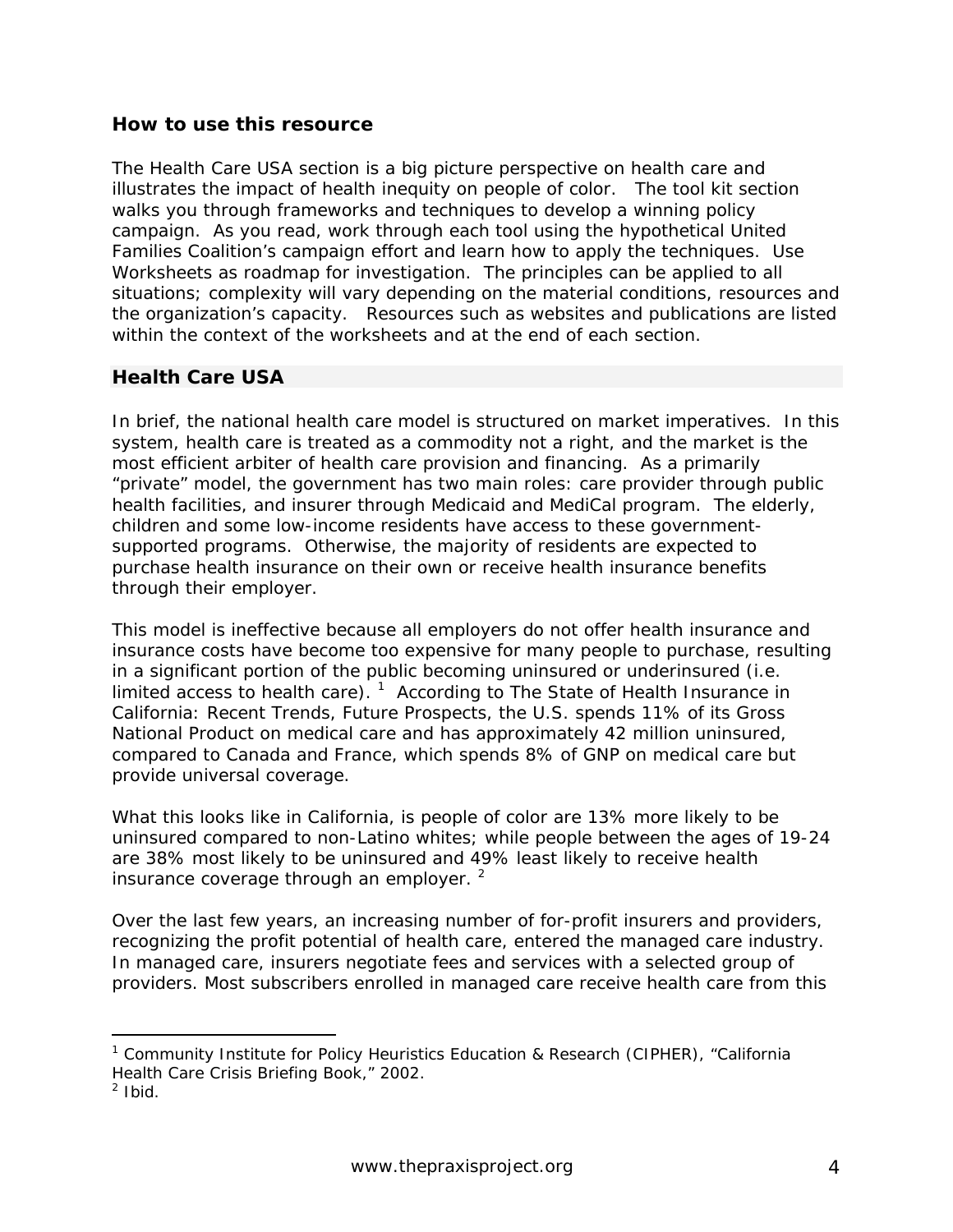## How to use this resource

The Health Care USA section is a big picture perspective on health care and illustrates the impact of health inequity on people of color. The tool kit section walks you through frameworks and techniques to develop a winning policy campaign. As you read, work through each tool using the hypothetical United Families Coalition's campaign effort and learn how to apply the techniques. Use Worksheets as roadmap for investigation. The principles can be applied to all situations; complexity will vary depending on the material conditions, resources and the organization's capacity. Resources such as websites and publications are listed within the context of the worksheets and at the end of each section.

## Health Care USA

In brief, the national health care model is structured on market imperatives. In this system, health care is treated as a commodity not a right, and the market is the most efficient arbiter of health care provision and financing. As a primarily "private" model, the government has two main roles: care provider through public health facilities, and insurer through Medicaid and MediCal program. The elderly, children and some low-income residents have access to these government-supported programs. Otherwise, the majority of residents are expected to purchase health insurance on their own or receive health insurance benefits through their employer.

This model is ineffective because all employers do not offer health insurance and insurance costs have become too expensive for many people to purchase, resulting in a significant portion of the public becoming uninsured or underinsured (i.e. limited access to health care).[1] According to The State of Health Insurance in California: Recent Trends, Future Prospects, the U.S. spends 11% of its Gross National Product on medical care and has approximately 42 million uninsured, compared to Canada and France, which spends 8% of GNP on medical care but provide universal coverage.

What this looks like in California, is people of color are 13% more likely to be uninsured compared to non-Latino whites; while people between the ages of 19-24 are 38% most likely to be uninsured and 49% least likely to receive health insurance coverage through an employer.[2]

Over the last few years, an increasing number of for-profit insurers and providers, recognizing the profit potential of health care, entered the managed care industry. In managed care, insurers negotiate fees and services with a selected group of providers. Most subscribers enrolled in managed care receive health care from this

---

[1] Community Institute for Policy Heuristics Education & Research (CIPHER), "California Health Care Crisis Briefing Book," 2002.

[2] Ibid.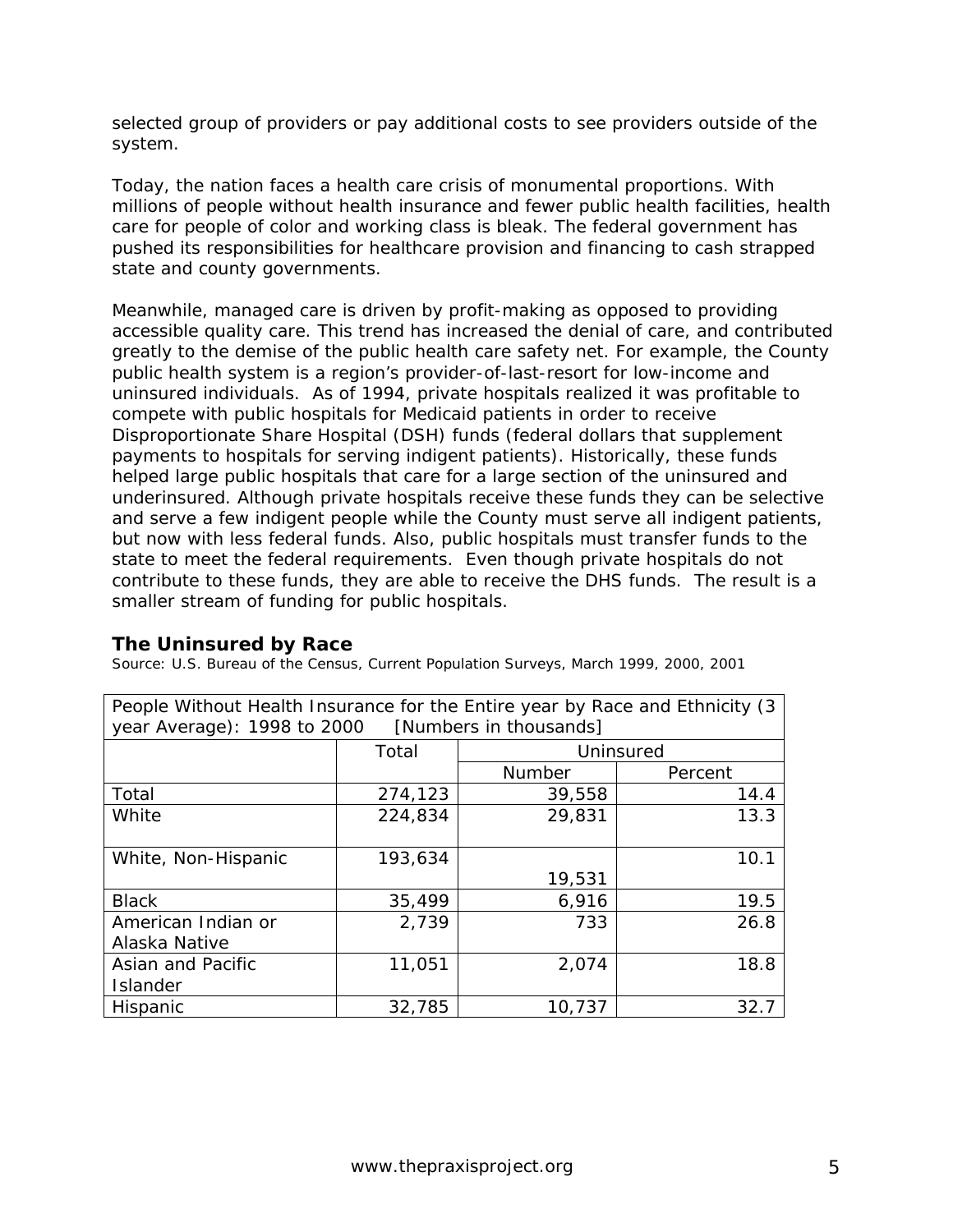selected group of providers or pay additional costs to see providers outside of the system.

Today, the nation faces a health care crisis of monumental proportions. With millions of people without health insurance and fewer public health facilities, health care for people of color and working class is bleak. The federal government has pushed its responsibilities for healthcare provision and financing to cash strapped state and county governments.

Meanwhile, managed care is driven by profit-making as opposed to providing accessible quality care. This trend has increased the denial of care, and contributed greatly to the demise of the public health care safety net. For example, the County public health system is a region's provider-of-last-resort for low-income and uninsured individuals. As of 1994, private hospitals realized it was profitable to compete with public hospitals for Medicaid patients in order to receive Disproportionate Share Hospital (DSH) funds (federal dollars that supplement payments to hospitals for serving indigent patients). Historically, these funds helped large public hospitals that care for a large section of the uninsured and underinsured. Although private hospitals receive these funds they can be selective and serve a few indigent people while the County must serve all indigent patients, but now with less federal funds. Also, public hospitals must transfer funds to the state to meet the federal requirements. Even though private hospitals do not contribute to these funds, they are able to receive the DHS funds. The result is a smaller stream of funding for public hospitals.

### The Uninsured by Race

Source: U.S. Bureau of the Census, Current Population Surveys, March 1999, 2000, 2001

People Without Health Insurance for the Entire year by Race and Ethnicity (3 year Average): 1998 to 2000 [Numbers in thousands]

| | Total | Uninsured | |
|---|---|---|---|
| | | Number | Percent |
| Total | 274,123 | 39,558 | 14.4 |
| White | 224,834 | 29,831 | 13.3 |
| White, Non-Hispanic | 193,634 | 19,531 | 10.1 |
| Black | 35,499 | 6,916 | 19.5 |
| American Indian or Alaska Native | 2,739 | 733 | 26.8 |
| Asian and Pacific Islander | 11,051 | 2,074 | 18.8 |
| Hispanic | 32,785 | 10,737 | 32.7 |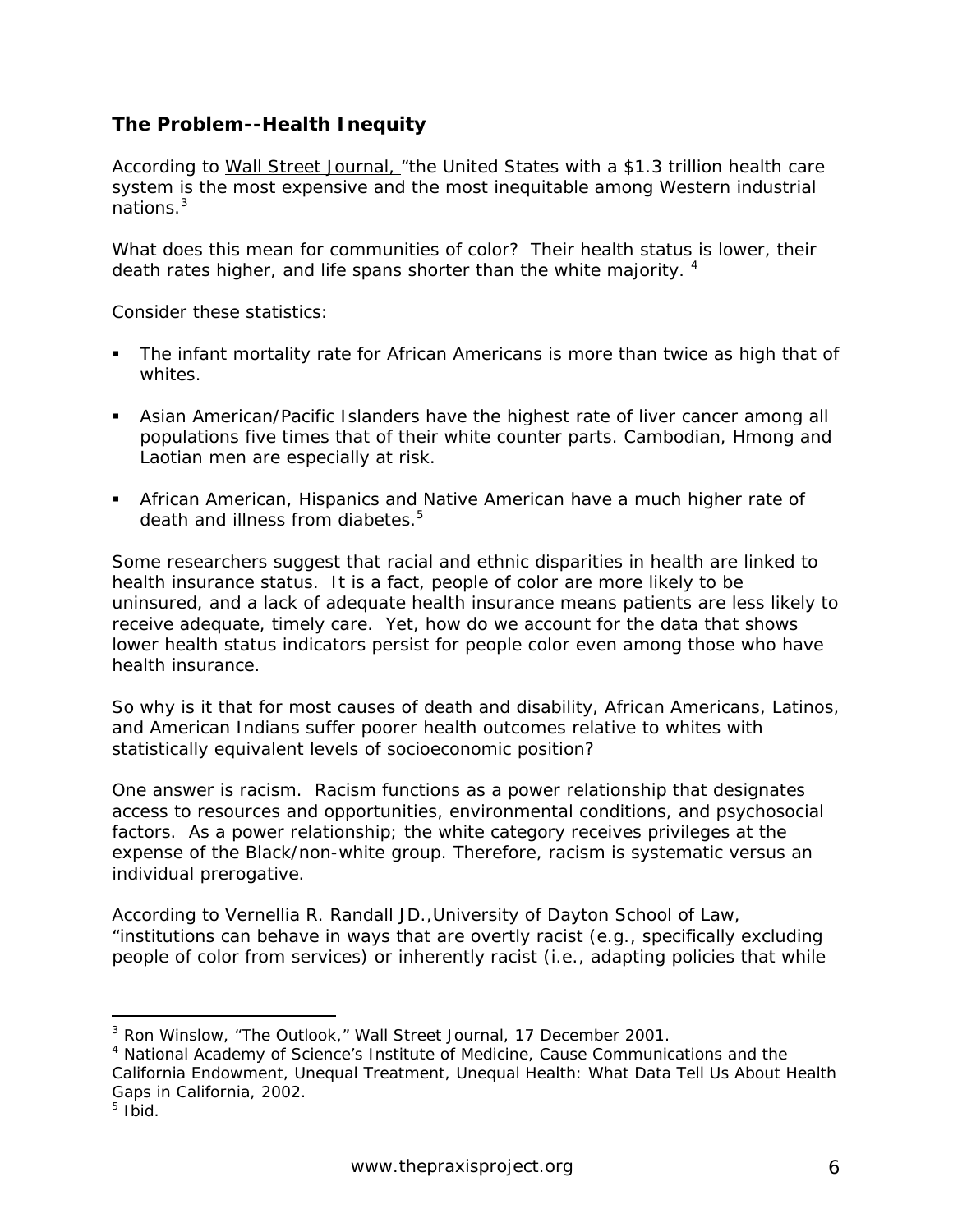## The Problem--Health Inequity

According to Wall Street Journal, "the United States with a $1.3 trillion health care system is the most expensive and the most inequitable among Western industrial nations.[3]

What does this mean for communities of color? Their health status is lower, their death rates higher, and life spans shorter than the white majority. [4]

Consider these statistics:

- The infant mortality rate for African Americans is more than twice as high that of whites.
- Asian American/Pacific Islanders have the highest rate of liver cancer among all populations five times that of their white counter parts. Cambodian, Hmong and Laotian men are especially at risk.
- African American, Hispanics and Native American have a much higher rate of death and illness from diabetes.[5]

Some researchers suggest that racial and ethnic disparities in health are linked to health insurance status. It is a fact, people of color are more likely to be uninsured, and a lack of adequate health insurance means patients are less likely to receive adequate, timely care. Yet, how do we account for the data that shows lower health status indicators persist for people color even among those who have health insurance.

So why is it that for most causes of death and disability, African Americans, Latinos, and American Indians suffer poorer health outcomes relative to whites with statistically equivalent levels of socioeconomic position?

One answer is racism. Racism functions as a power relationship that designates access to resources and opportunities, environmental conditions, and psychosocial factors. As a power relationship; the white category receives privileges at the expense of the Black/non-white group. Therefore, racism is systematic versus an individual prerogative.

According to Vernellia R. Randall JD.,University of Dayton School of Law, "institutions can behave in ways that are overtly racist (e.g., specifically excluding people of color from services) or inherently racist (i.e., adapting policies that while

---

[3] Ron Winslow, "The Outlook," Wall Street Journal, 17 December 2001.

[4] National Academy of Science's Institute of Medicine, Cause Communications and the California Endowment, Unequal Treatment, Unequal Health: What Data Tell Us About Health Gaps in California, 2002.

[5] Ibid.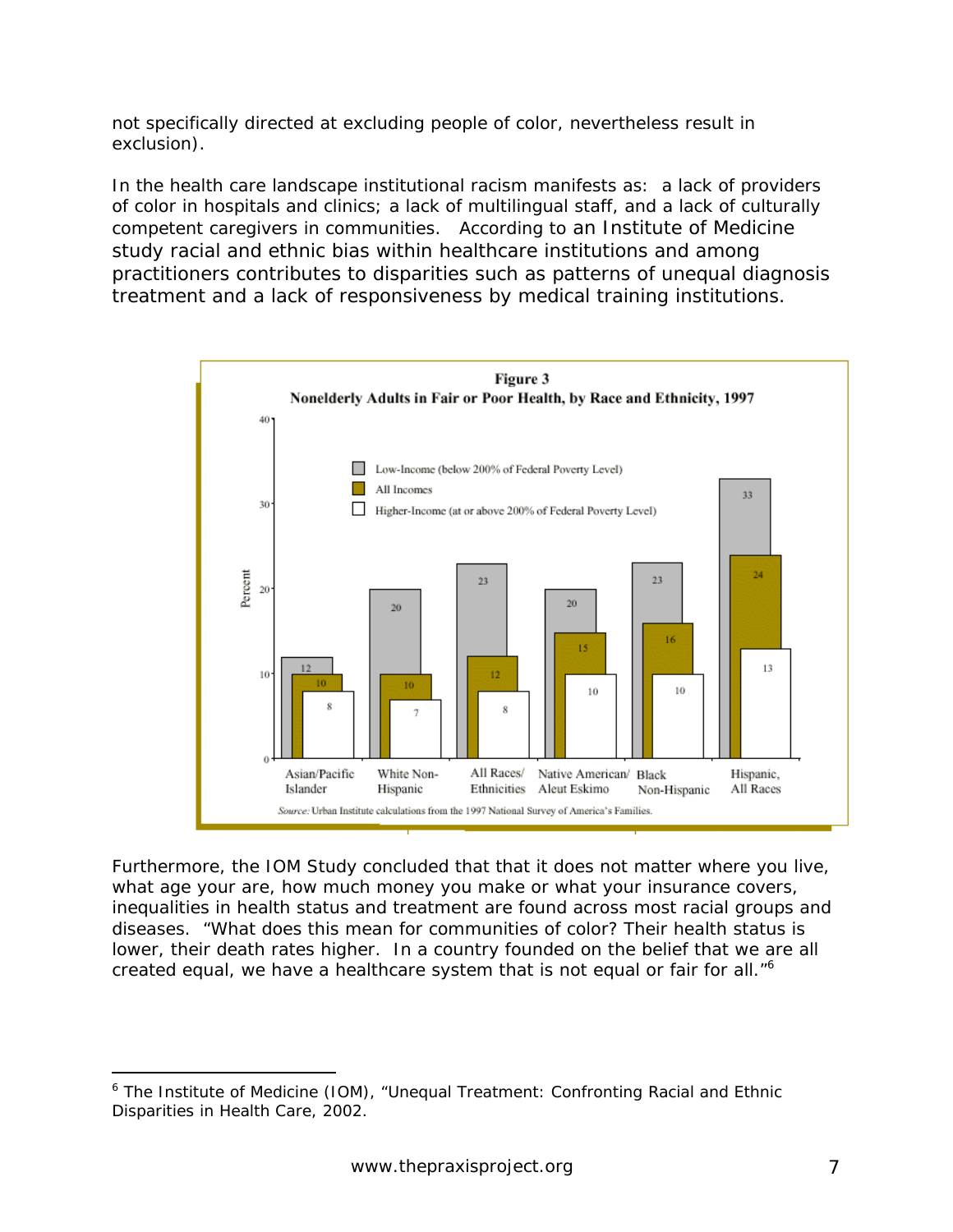not specifically directed at excluding people of color, nevertheless result in exclusion).

In the health care landscape institutional racism manifests as: a lack of providers of color in hospitals and clinics; a lack of multilingual staff, and a lack of culturally competent caregivers in communities. According to an Institute of Medicine study racial and ethnic bias within healthcare institutions and among practitioners contributes to disparities such as patterns of unequal diagnosis treatment and a lack of responsiveness by medical training institutions.

**Figure 3**
**Nonelderly Adults in Fair or Poor Health, by Race and Ethnicity, 1997**

| Percent | Asian/Pacific Islander | White Non-Hispanic | All Races/ Ethnicities | Native American/ Aleut Eskimo | Black Non-Hispanic | Hispanic, All Races |
|---|---|---|---|---|---|---|
| Low-Income (below 200% of Federal Poverty Level) | 12 | 20 | 23 | 20 | 23 | 33 |
| All Incomes | 10 | 10 | 12 | 15 | 16 | 24 |
| Higher-Income (at or above 200% of Federal Poverty Level) | 8 | 7 | 8 | 10 | 10 | 13 |

*Source:* Urban Institute calculations from the 1997 National Survey of America's Families.

Furthermore, the IOM Study concluded that that it does not matter where you live, what age your are, how much money you make or what your insurance covers, inequalities in health status and treatment are found across most racial groups and diseases. "What does this mean for communities of color? Their health status is lower, their death rates higher. In a country founded on the belief that we are all created equal, we have a healthcare system that is not equal or fair for all."[6]

[6] The Institute of Medicine (IOM), "Unequal Treatment: Confronting Racial and Ethnic Disparities in Health Care, 2002.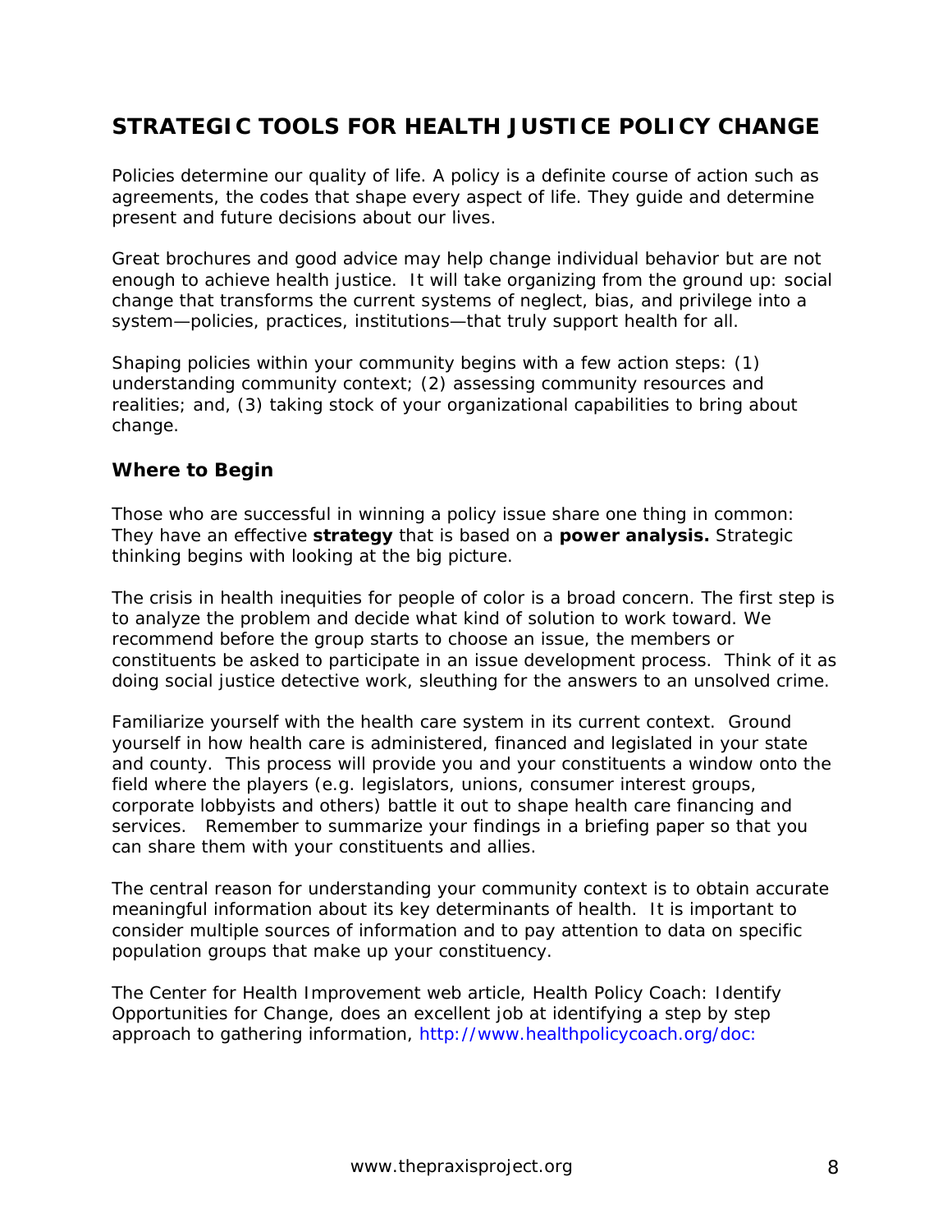## STRATEGIC TOOLS FOR HEALTH JUSTICE POLICY CHANGE

Policies determine our quality of life. A policy is a definite course of action such as agreements, the codes that shape every aspect of life. They guide and determine present and future decisions about our lives.

Great brochures and good advice may help change individual behavior but are not enough to achieve health justice. It will take organizing from the ground up: social change that transforms the current systems of neglect, bias, and privilege into a system—policies, practices, institutions—that truly support health for all.

Shaping policies within your community begins with a few action steps: (1) understanding community context; (2) assessing community resources and realities; and, (3) taking stock of your organizational capabilities to bring about change.

### Where to Begin

Those who are successful in winning a policy issue share one thing in common: They have an effective **strategy** that is based on a **power analysis.** Strategic thinking begins with looking at the big picture.

The crisis in health inequities for people of color is a broad concern. The first step is to analyze the problem and decide what kind of solution to work toward. We recommend before the group starts to choose an issue, the members or constituents be asked to participate in an issue development process. Think of it as doing social justice detective work, sleuthing for the answers to an unsolved crime.

Familiarize yourself with the health care system in its current context. Ground yourself in how health care is administered, financed and legislated in your state and county. This process will provide you and your constituents a window onto the field where the players (e.g. legislators, unions, consumer interest groups, corporate lobbyists and others) battle it out to shape health care financing and services. Remember to summarize your findings in a briefing paper so that you can share them with your constituents and allies.

The central reason for understanding your community context is to obtain accurate meaningful information about its key determinants of health. It is important to consider multiple sources of information and to pay attention to data on specific population groups that make up your constituency.

The Center for Health Improvement web article, Health Policy Coach: Identify Opportunities for Change, does an excellent job at identifying a step by step approach to gathering information, http://www.healthpolicycoach.org/doc: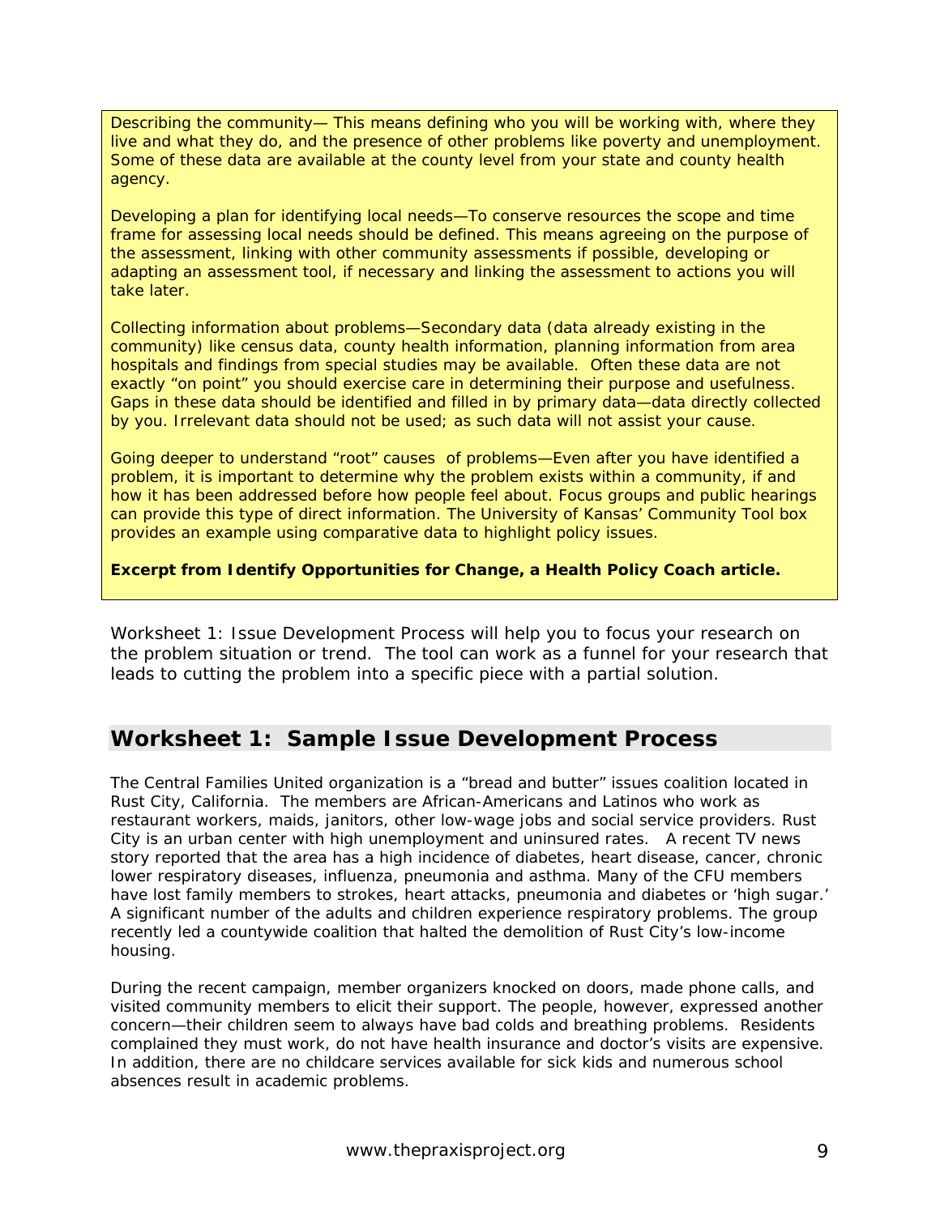Describing the community— This means defining who you will be working with, where they live and what they do, and the presence of other problems like poverty and unemployment. Some of these data are available at the county level from your state and county health agency.

Developing a plan for identifying local needs—To conserve resources the scope and time frame for assessing local needs should be defined. This means agreeing on the purpose of the assessment, linking with other community assessments if possible, developing or adapting an assessment tool, if necessary and linking the assessment to actions you will take later.

Collecting information about problems—Secondary data (data already existing in the community) like census data, county health information, planning information from area hospitals and findings from special studies may be available. Often these data are not exactly "on point" you should exercise care in determining their purpose and usefulness. Gaps in these data should be identified and filled in by primary data—data directly collected by you. Irrelevant data should not be used; as such data will not assist your cause.

Going deeper to understand "root" causes of problems—Even after you have identified a problem, it is important to determine why the problem exists within a community, if and how it has been addressed before how people feel about. Focus groups and public hearings can provide this type of direct information. The University of Kansas' Community Tool box provides an example using comparative data to highlight policy issues.

**Excerpt from Identify Opportunities for Change, a Health Policy Coach article.**

Worksheet 1: Issue Development Process will help you to focus your research on the problem situation or trend. The tool can work as a funnel for your research that leads to cutting the problem into a specific piece with a partial solution.

## Worksheet 1: Sample Issue Development Process

The Central Families United organization is a "bread and butter" issues coalition located in Rust City, California. The members are African-Americans and Latinos who work as restaurant workers, maids, janitors, other low-wage jobs and social service providers. Rust City is an urban center with high unemployment and uninsured rates. A recent TV news story reported that the area has a high incidence of diabetes, heart disease, cancer, chronic lower respiratory diseases, influenza, pneumonia and asthma. Many of the CFU members have lost family members to strokes, heart attacks, pneumonia and diabetes or 'high sugar.' A significant number of the adults and children experience respiratory problems. The group recently led a countywide coalition that halted the demolition of Rust City's low-income housing.

During the recent campaign, member organizers knocked on doors, made phone calls, and visited community members to elicit their support. The people, however, expressed another concern—their children seem to always have bad colds and breathing problems. Residents complained they must work, do not have health insurance and doctor's visits are expensive. In addition, there are no childcare services available for sick kids and numerous school absences result in academic problems.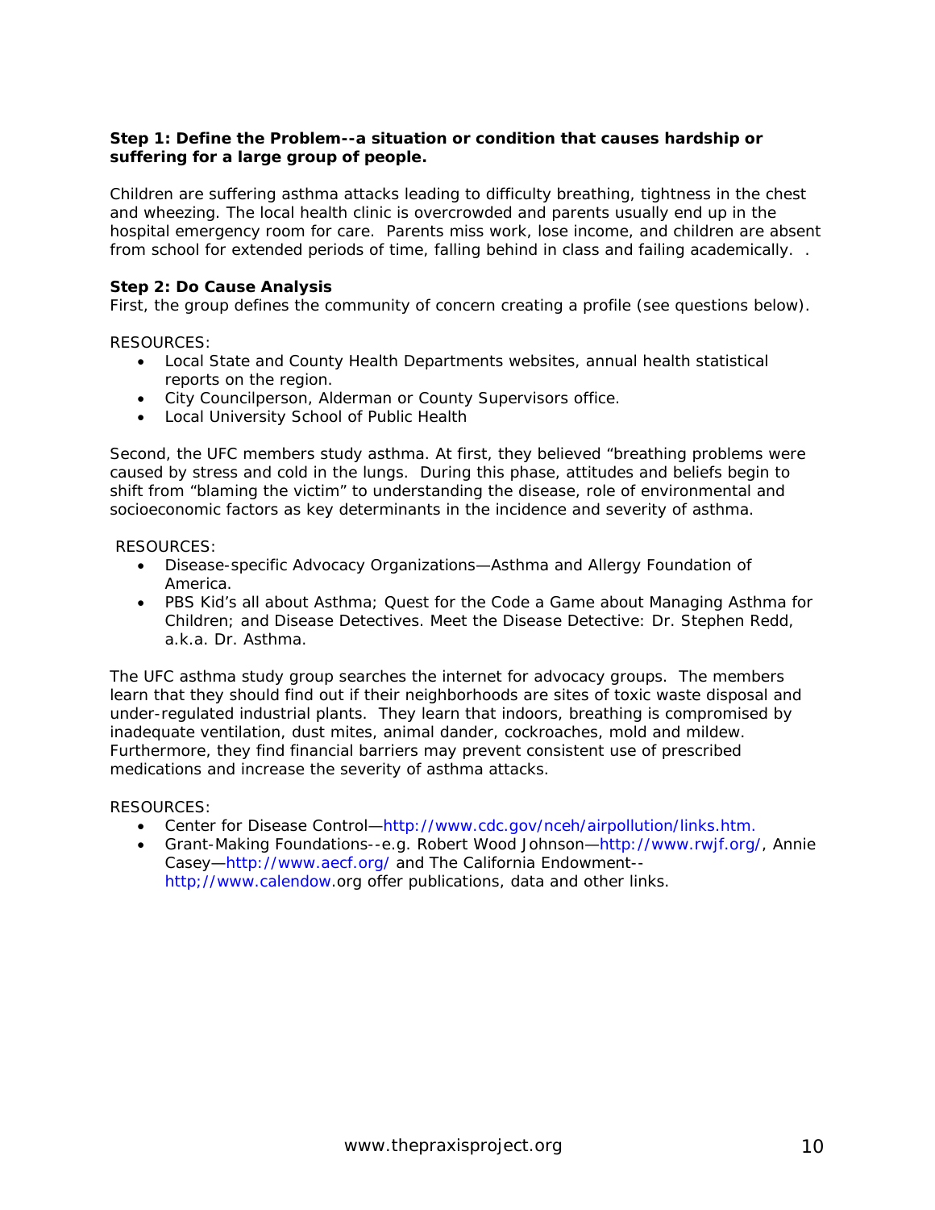**Step 1: Define the Problem--a situation or condition that causes hardship or suffering for a large group of people.**

Children are suffering asthma attacks leading to difficulty breathing, tightness in the chest and wheezing. The local health clinic is overcrowded and parents usually end up in the hospital emergency room for care. Parents miss work, lose income, and children are absent from school for extended periods of time, falling behind in class and failing academically. .

**Step 2: Do Cause Analysis**

First, the group defines the community of concern creating a profile (see questions below).

RESOURCES:

- Local State and County Health Departments websites, annual health statistical reports on the region.
- City Councilperson, Alderman or County Supervisors office.
- Local University School of Public Health

Second, the UFC members study asthma. At first, they believed "breathing problems were caused by stress and cold in the lungs. During this phase, attitudes and beliefs begin to shift from "blaming the victim" to understanding the disease, role of environmental and socioeconomic factors as key determinants in the incidence and severity of asthma.

RESOURCES:

- Disease-specific Advocacy Organizations—Asthma and Allergy Foundation of America.
- PBS Kid's all about Asthma; Quest for the Code a Game about Managing Asthma for Children; and Disease Detectives. Meet the Disease Detective: Dr. Stephen Redd, a.k.a. Dr. Asthma.

The UFC asthma study group searches the internet for advocacy groups. The members learn that they should find out if their neighborhoods are sites of toxic waste disposal and under-regulated industrial plants. They learn that indoors, breathing is compromised by inadequate ventilation, dust mites, animal dander, cockroaches, mold and mildew. Furthermore, they find financial barriers may prevent consistent use of prescribed medications and increase the severity of asthma attacks.

RESOURCES:

- Center for Disease Control—http://www.cdc.gov/nceh/airpollution/links.htm.
- Grant-Making Foundations--e.g. Robert Wood Johnson—http://www.rwjf.org/, Annie Casey—http://www.aecf.org/ and The California Endowment--http;//www.calendow.org offer publications, data and other links.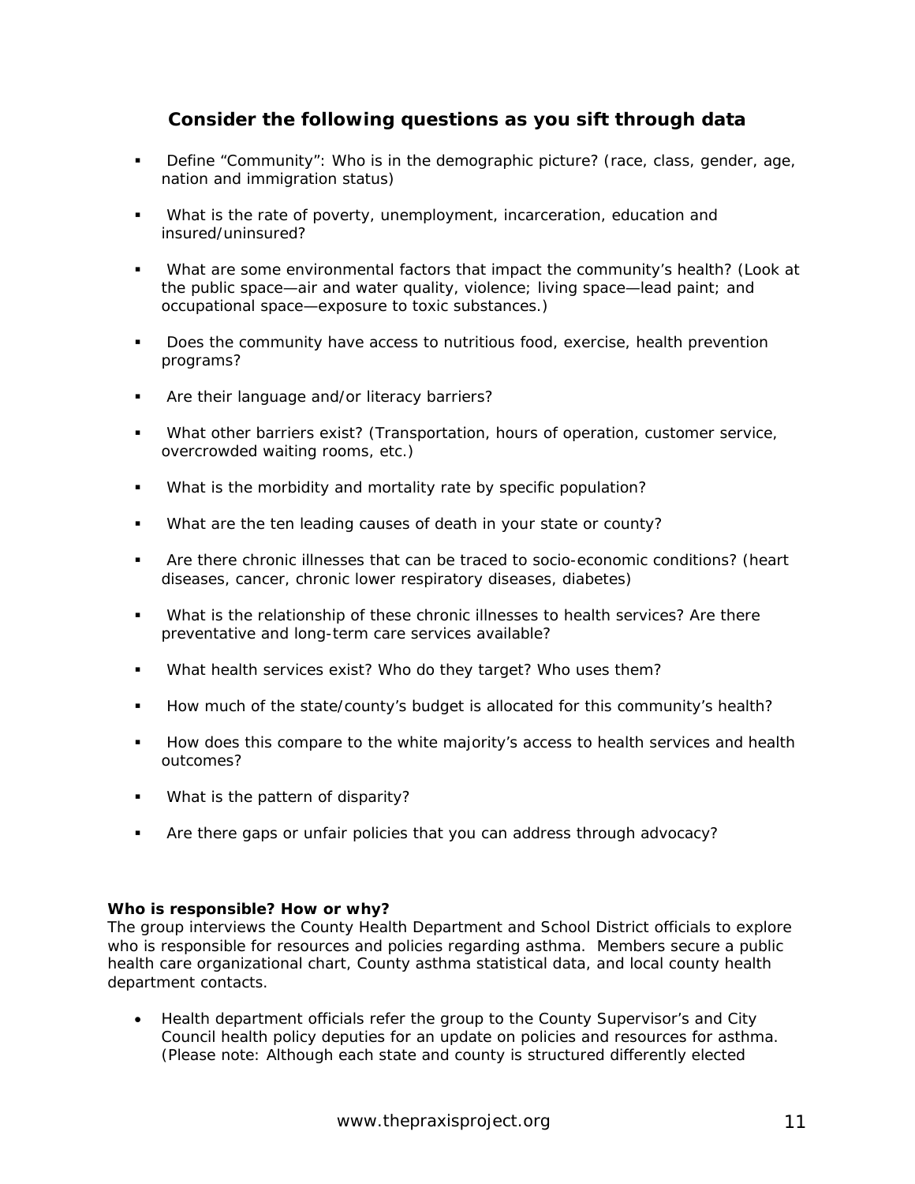## Consider the following questions as you sift through data

- Define "Community": Who is in the demographic picture? (race, class, gender, age, nation and immigration status)
- What is the rate of poverty, unemployment, incarceration, education and insured/uninsured?
- What are some environmental factors that impact the community's health? (Look at the public space—air and water quality, violence; living space—lead paint; and occupational space—exposure to toxic substances.)
- Does the community have access to nutritious food, exercise, health prevention programs?
- Are their language and/or literacy barriers?
- What other barriers exist? (Transportation, hours of operation, customer service, overcrowded waiting rooms, etc.)
- What is the morbidity and mortality rate by specific population?
- What are the ten leading causes of death in your state or county?
- Are there chronic illnesses that can be traced to socio-economic conditions? (heart diseases, cancer, chronic lower respiratory diseases, diabetes)
- What is the relationship of these chronic illnesses to health services? Are there preventative and long-term care services available?
- What health services exist? Who do they target? Who uses them?
- How much of the state/county's budget is allocated for this community's health?
- How does this compare to the white majority's access to health services and health outcomes?
- What is the pattern of disparity?
- Are there gaps or unfair policies that you can address through advocacy?

**Who is responsible? How or why?**
The group interviews the County Health Department and School District officials to explore who is responsible for resources and policies regarding asthma. Members secure a public health care organizational chart, County asthma statistical data, and local county health department contacts.

- Health department officials refer the group to the County Supervisor's and City Council health policy deputies for an update on policies and resources for asthma. (Please note: Although each state and county is structured differently elected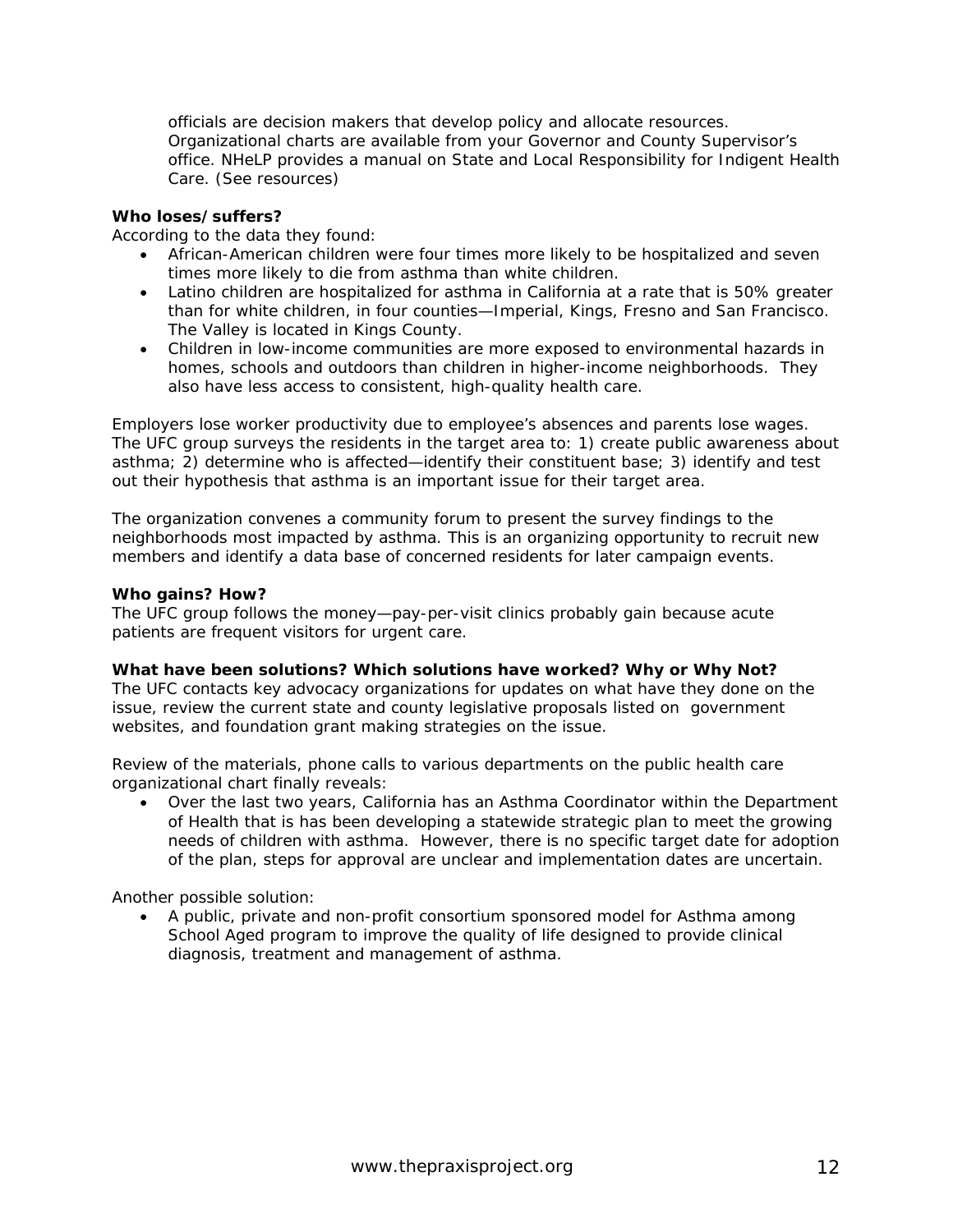officials are decision makers that develop policy and allocate resources. Organizational charts are available from your Governor and County Supervisor's office. NHeLP provides a manual on State and Local Responsibility for Indigent Health Care. (See resources)

**Who loses/suffers?**

According to the data they found:

- African-American children were four times more likely to be hospitalized and seven times more likely to die from asthma than white children.
- Latino children are hospitalized for asthma in California at a rate that is 50% greater than for white children, in four counties—Imperial, Kings, Fresno and San Francisco. The Valley is located in Kings County.
- Children in low-income communities are more exposed to environmental hazards in homes, schools and outdoors than children in higher-income neighborhoods. They also have less access to consistent, high-quality health care.

Employers lose worker productivity due to employee's absences and parents lose wages. The UFC group surveys the residents in the target area to: 1) create public awareness about asthma; 2) determine who is affected—identify their constituent base; 3) identify and test out their hypothesis that asthma is an important issue for their target area.

The organization convenes a community forum to present the survey findings to the neighborhoods most impacted by asthma. This is an organizing opportunity to recruit new members and identify a data base of concerned residents for later campaign events.

**Who gains? How?**

The UFC group follows the money—pay-per-visit clinics probably gain because acute patients are frequent visitors for urgent care.

**What have been solutions? Which solutions have worked? Why or Why Not?**

The UFC contacts key advocacy organizations for updates on what have they done on the issue, review the current state and county legislative proposals listed on government websites, and foundation grant making strategies on the issue.

Review of the materials, phone calls to various departments on the public health care organizational chart finally reveals:

- Over the last two years, California has an Asthma Coordinator within the Department of Health that is has been developing a statewide strategic plan to meet the growing needs of children with asthma. However, there is no specific target date for adoption of the plan, steps for approval are unclear and implementation dates are uncertain.

Another possible solution:

- A public, private and non-profit consortium sponsored model for Asthma among School Aged program to improve the quality of life designed to provide clinical diagnosis, treatment and management of asthma.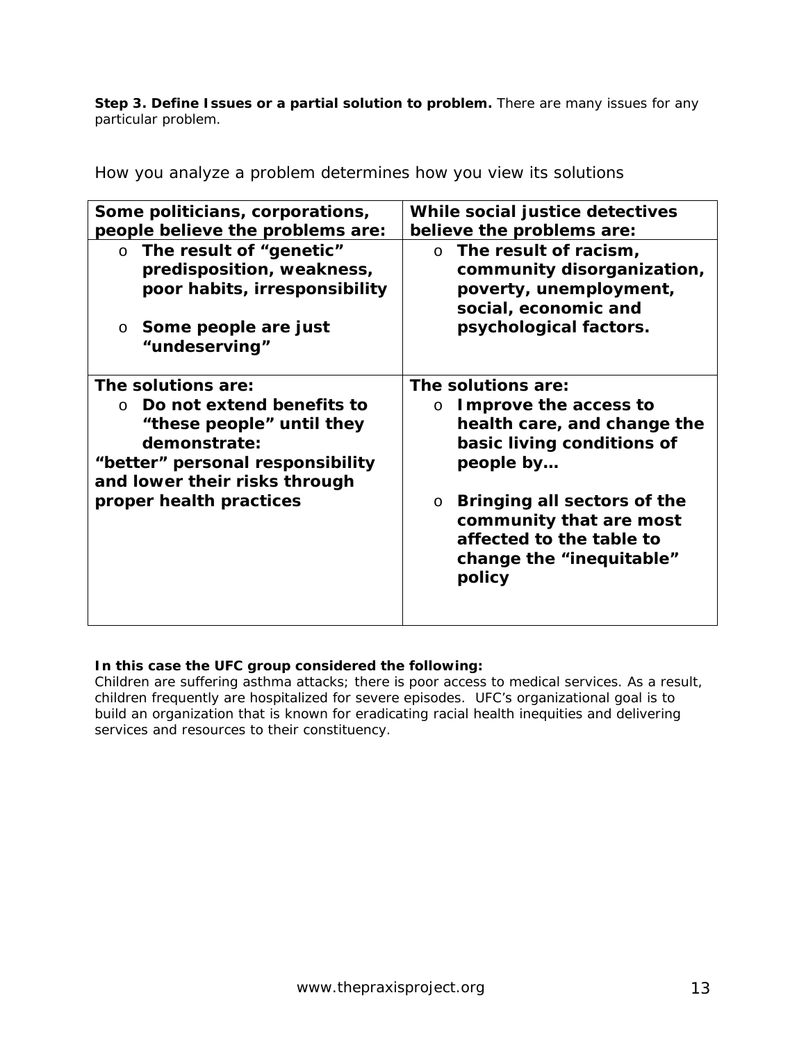**Step 3. Define Issues or a partial solution to problem.** There are many issues for any particular problem.

How you analyze a problem determines how you view its solutions

| **Some politicians, corporations, people believe the problems are:** | **While social justice detectives believe the problems are:** |
|---|---|
| **o The result of "genetic" predisposition, weakness, poor habits, irresponsibility**<br><br>**o Some people are just "undeserving"** | **o The result of racism, community disorganization, poverty, unemployment, social, economic and psychological factors.** |
| **The solutions are:**<br>**o Do not extend benefits to "these people" until they demonstrate:**<br>**"better" personal responsibility and lower their risks through proper health practices** | **The solutions are:**<br>**o Improve the access to health care, and change the basic living conditions of people by…**<br><br>**o Bringing all sectors of the community that are most affected to the table to change the "inequitable" policy** |

**In this case the UFC group considered the following:**
Children are suffering asthma attacks; there is poor access to medical services. As a result, children frequently are hospitalized for severe episodes. UFC's organizational goal is to build an organization that is known for eradicating racial health inequities and delivering services and resources to their constituency.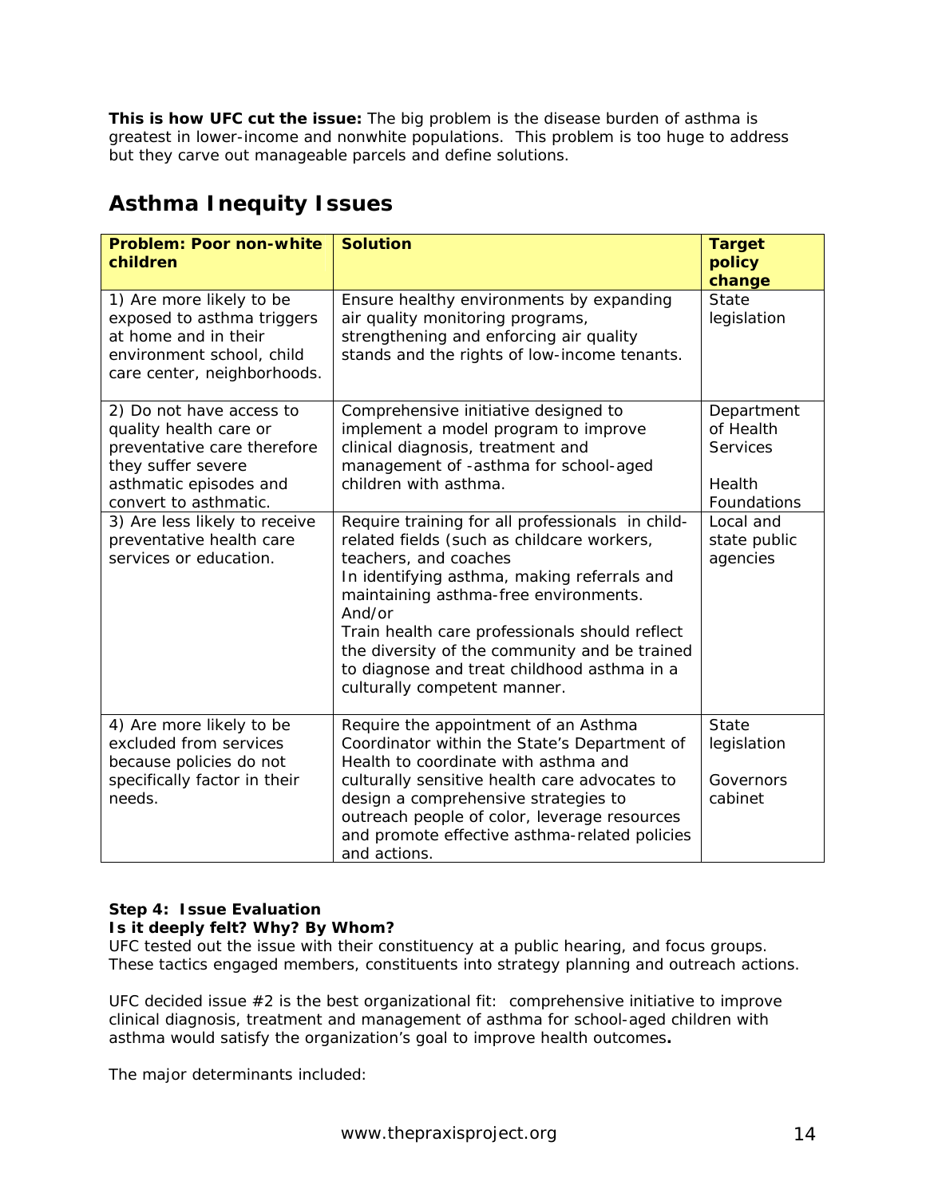**This is how UFC cut the issue:** The big problem is the disease burden of asthma is greatest in lower-income and nonwhite populations. This problem is too huge to address but they carve out manageable parcels and define solutions.

## Asthma Inequity Issues

| Problem: Poor non-white children | Solution | Target policy change |
|---|---|---|
| 1) Are more likely to be exposed to asthma triggers at home and in their environment school, child care center, neighborhoods. | Ensure healthy environments by expanding air quality monitoring programs, strengthening and enforcing air quality stands and the rights of low-income tenants. | State legislation |
| 2) Do not have access to quality health care or preventative care therefore they suffer severe asthmatic episodes and convert to asthmatic. | Comprehensive initiative designed to implement a model program to improve clinical diagnosis, treatment and management of -asthma for school-aged children with asthma. | Department of Health Services<br><br>Health Foundations |
| 3) Are less likely to receive preventative health care services or education. | Require training for all professionals in child-related fields (such as childcare workers, teachers, and coaches<br>In identifying asthma, making referrals and maintaining asthma-free environments.<br>And/or<br>Train health care professionals should reflect the diversity of the community and be trained to diagnose and treat childhood asthma in a culturally competent manner. | Local and state public agencies |
| 4) Are more likely to be excluded from services because policies do not specifically factor in their needs. | Require the appointment of an Asthma Coordinator within the State's Department of Health to coordinate with asthma and culturally sensitive health care advocates to design a comprehensive strategies to outreach people of color, leverage resources and promote effective asthma-related policies and actions. | State legislation<br><br>Governors cabinet |

**Step 4: Issue Evaluation**
**Is it deeply felt? Why? By Whom?**
UFC tested out the issue with their constituency at a public hearing, and focus groups. These tactics engaged members, constituents into strategy planning and outreach actions.

UFC decided issue #2 is the best organizational fit: comprehensive initiative to improve clinical diagnosis, treatment and management of asthma for school-aged children with asthma would satisfy the organization's goal to improve health outcomes**.**

The major determinants included: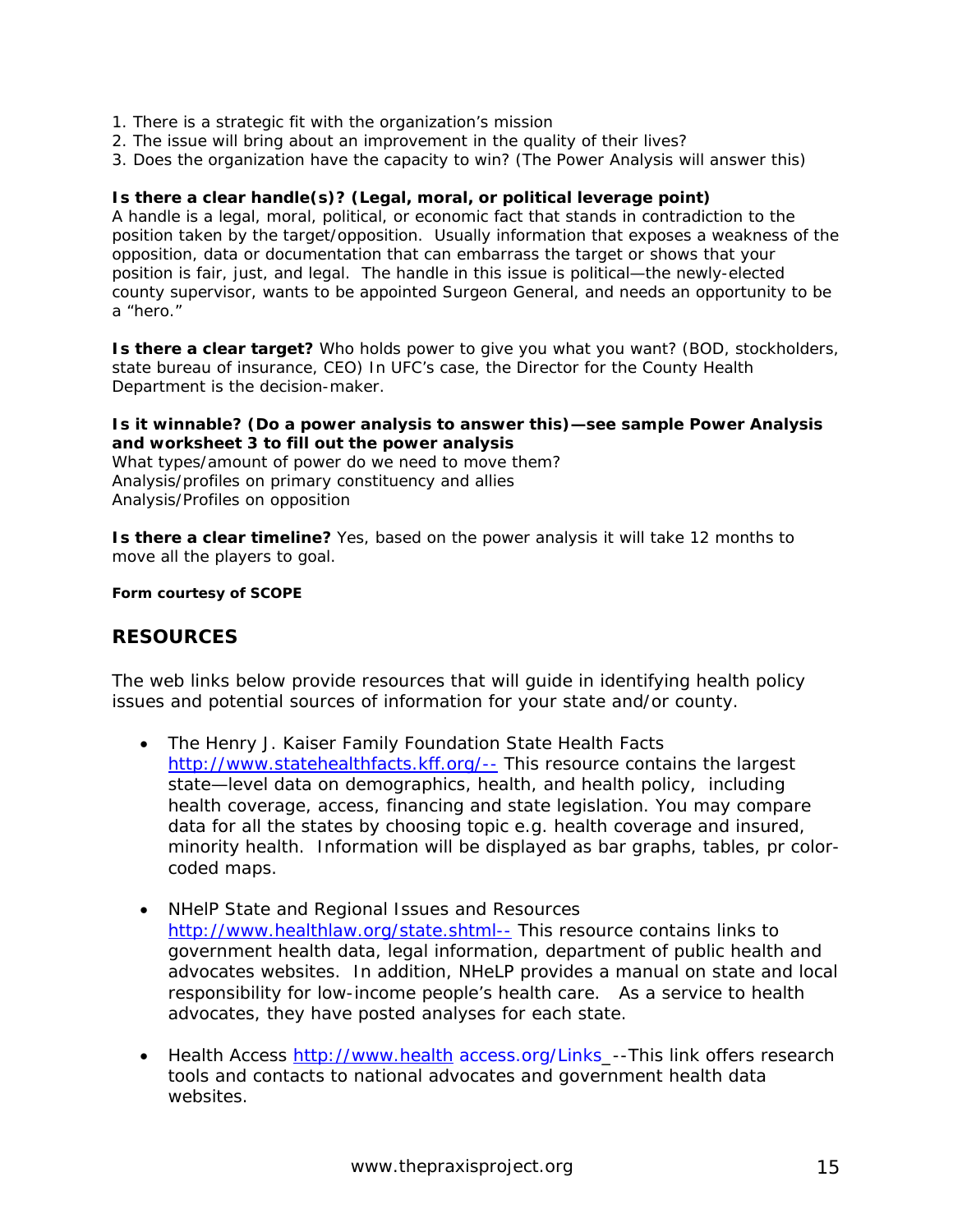1. There is a strategic fit with the organization's mission
2. The issue will bring about an improvement in the quality of their lives?
3. Does the organization have the capacity to win? (The Power Analysis will answer this)

**Is there a clear handle(s)? (Legal, moral, or political leverage point)**
A handle is a legal, moral, political, or economic fact that stands in contradiction to the position taken by the target/opposition. Usually information that exposes a weakness of the opposition, data or documentation that can embarrass the target or shows that your position is fair, just, and legal. The handle in this issue is political—the newly-elected county supervisor, wants to be appointed Surgeon General, and needs an opportunity to be a "hero."

**Is there a clear target?** Who holds power to give you what you want? (BOD, stockholders, state bureau of insurance, CEO) In UFC's case, the Director for the County Health Department is the decision-maker.

**Is it winnable? (Do a power analysis to answer this)—see sample Power Analysis and worksheet 3 to fill out the power analysis**
What types/amount of power do we need to move them?
Analysis/profiles on primary constituency and allies
Analysis/Profiles on opposition

**Is there a clear timeline?** Yes, based on the power analysis it will take 12 months to move all the players to goal.

**Form courtesy of SCOPE**

## RESOURCES

The web links below provide resources that will guide in identifying health policy issues and potential sources of information for your state and/or county.

- The Henry J. Kaiser Family Foundation State Health Facts http://www.statehealthfacts.kff.org/-- This resource contains the largest state—level data on demographics, health, and health policy, including health coverage, access, financing and state legislation. You may compare data for all the states by choosing topic e.g. health coverage and insured, minority health. Information will be displayed as bar graphs, tables, pr color-coded maps.

- NHelP State and Regional Issues and Resources http://www.healthlaw.org/state.shtml-- This resource contains links to government health data, legal information, department of public health and advocates websites. In addition, NHeLP provides a manual on state and local responsibility for low-income people's health care. As a service to health advocates, they have posted analyses for each state.

- Health Access http://www.health access.org/Links_--This link offers research tools and contacts to national advocates and government health data websites.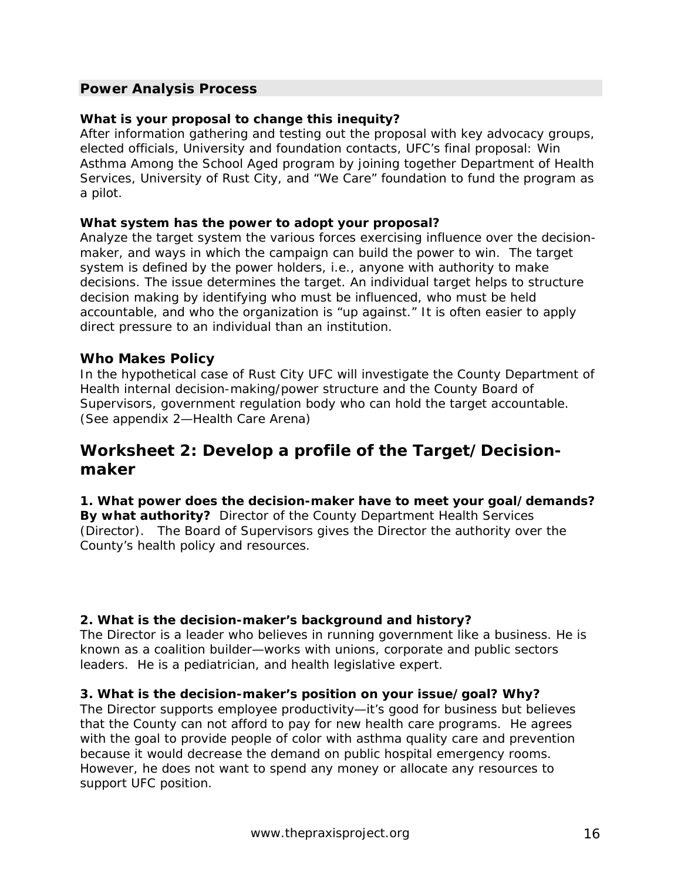## Power Analysis Process

**What is your proposal to change this inequity?**
After information gathering and testing out the proposal with key advocacy groups, elected officials, University and foundation contacts, UFC's final proposal: Win Asthma Among the School Aged program by joining together Department of Health Services, University of Rust City, and "We Care" foundation to fund the program as a pilot.

**What system has the power to adopt your proposal?**
Analyze the target system the various forces exercising influence over the decision-maker, and ways in which the campaign can build the power to win. The target system is defined by the power holders, i.e., anyone with authority to make decisions. The issue determines the target. An individual target helps to structure decision making by identifying who must be influenced, who must be held accountable, and who the organization is "up against." It is often easier to apply direct pressure to an individual than an institution.

### Who Makes Policy

In the hypothetical case of Rust City UFC will investigate the County Department of Health internal decision-making/power structure and the County Board of Supervisors, government regulation body who can hold the target accountable. (See appendix 2—Health Care Arena)

## Worksheet 2: Develop a profile of the Target/Decision-maker

**1. What power does the decision-maker have to meet your goal/demands? By what authority?** Director of the County Department Health Services (Director). The Board of Supervisors gives the Director the authority over the County's health policy and resources.

**2. What is the decision-maker's background and history?**
The Director is a leader who believes in running government like a business. He is known as a coalition builder—works with unions, corporate and public sectors leaders. He is a pediatrician, and health legislative expert.

**3. What is the decision-maker's position on your issue/goal? Why?**
The Director supports employee productivity—it's good for business but believes that the County can not afford to pay for new health care programs. He agrees with the goal to provide people of color with asthma quality care and prevention because it would decrease the demand on public hospital emergency rooms. However, he does not want to spend any money or allocate any resources to support UFC position.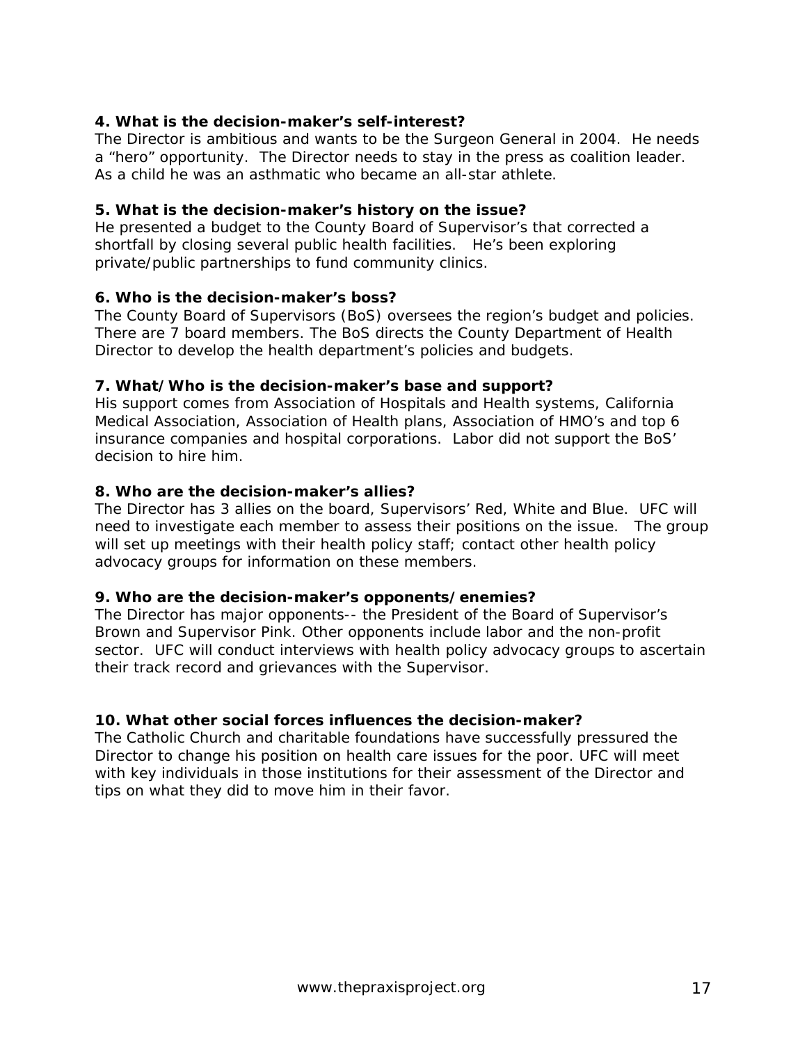**4. What is the decision-maker's self-interest?**

The Director is ambitious and wants to be the Surgeon General in 2004. He needs a "hero" opportunity. The Director needs to stay in the press as coalition leader. As a child he was an asthmatic who became an all-star athlete.

**5. What is the decision-maker's history on the issue?**

He presented a budget to the County Board of Supervisor's that corrected a shortfall by closing several public health facilities. He's been exploring private/public partnerships to fund community clinics.

**6. Who is the decision-maker's boss?**

The County Board of Supervisors (BoS) oversees the region's budget and policies. There are 7 board members. The BoS directs the County Department of Health Director to develop the health department's policies and budgets.

**7. What/Who is the decision-maker's base and support?**

His support comes from Association of Hospitals and Health systems, California Medical Association, Association of Health plans, Association of HMO's and top 6 insurance companies and hospital corporations. Labor did not support the BoS' decision to hire him.

**8. Who are the decision-maker's allies?**

The Director has 3 allies on the board, Supervisors' Red, White and Blue. UFC will need to investigate each member to assess their positions on the issue. The group will set up meetings with their health policy staff; contact other health policy advocacy groups for information on these members.

**9. Who are the decision-maker's opponents/enemies?**

The Director has major opponents-- the President of the Board of Supervisor's Brown and Supervisor Pink. Other opponents include labor and the non-profit sector. UFC will conduct interviews with health policy advocacy groups to ascertain their track record and grievances with the Supervisor.

**10. What other social forces influences the decision-maker?**

The Catholic Church and charitable foundations have successfully pressured the Director to change his position on health care issues for the poor. UFC will meet with key individuals in those institutions for their assessment of the Director and tips on what they did to move him in their favor.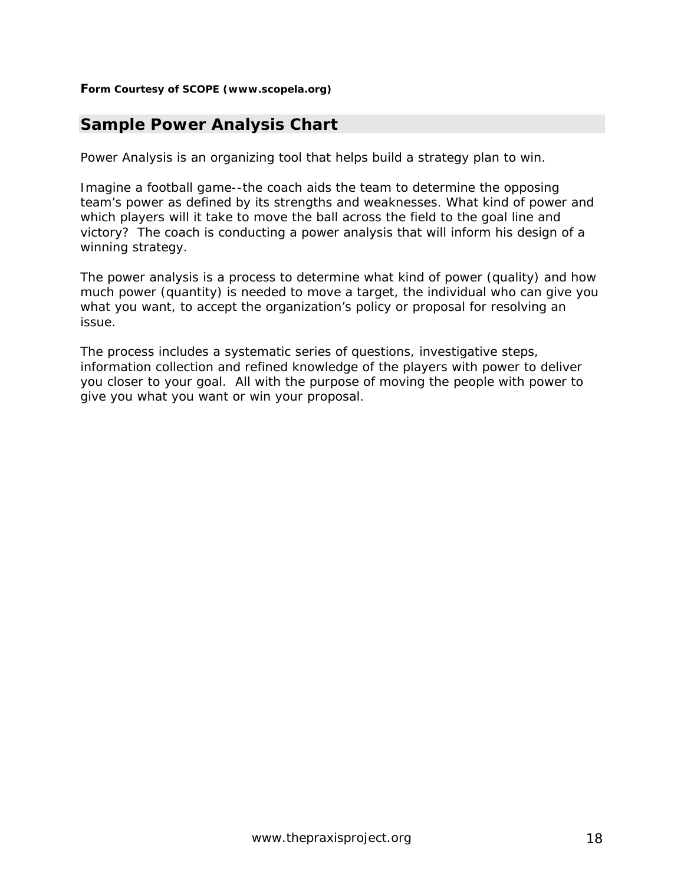**Form Courtesy of SCOPE (www.scopela.org)**

## Sample Power Analysis Chart

Power Analysis is an organizing tool that helps build a strategy plan to win.

Imagine a football game--the coach aids the team to determine the opposing team's power as defined by its strengths and weaknesses. What kind of power and which players will it take to move the ball across the field to the goal line and victory? The coach is conducting a power analysis that will inform his design of a winning strategy.

The power analysis is a process to determine what kind of power (quality) and how much power (quantity) is needed to move a target, the individual who can give you what you want, to accept the organization's policy or proposal for resolving an issue.

The process includes a systematic series of questions, investigative steps, information collection and refined knowledge of the players with power to deliver you closer to your goal. All with the purpose of moving the people with power to give you what you want or win your proposal.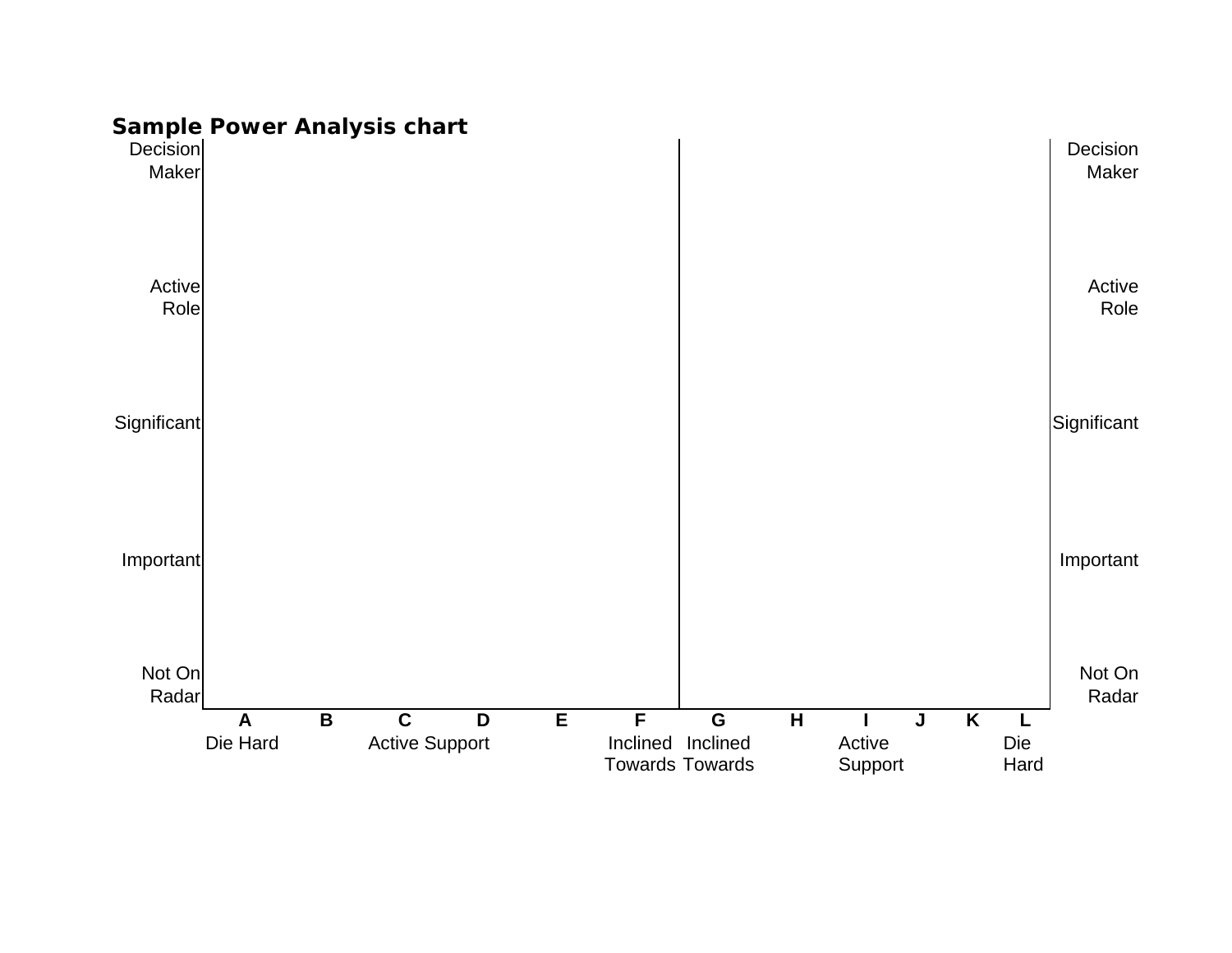## Sample Power Analysis chart

| | A | B | C | D | E | F | G | H | I | J | K | L | |
|---|---|---|---|---|---|---|---|---|---|---|---|---|---|
| Decision Maker | | | | | | | | | | | | | Decision Maker |
| Active Role | | | | | | | | | | | | | Active Role |
| Significant | | | | | | | | | | | | | Significant |
| Important | | | | | | | | | | | | | Important |
| Not On Radar | | | | | | | | | | | | | Not On Radar |
| | Die Hard | | Active Support | | | Inclined Towards | Inclined Towards | | Active Support | | | Die Hard | |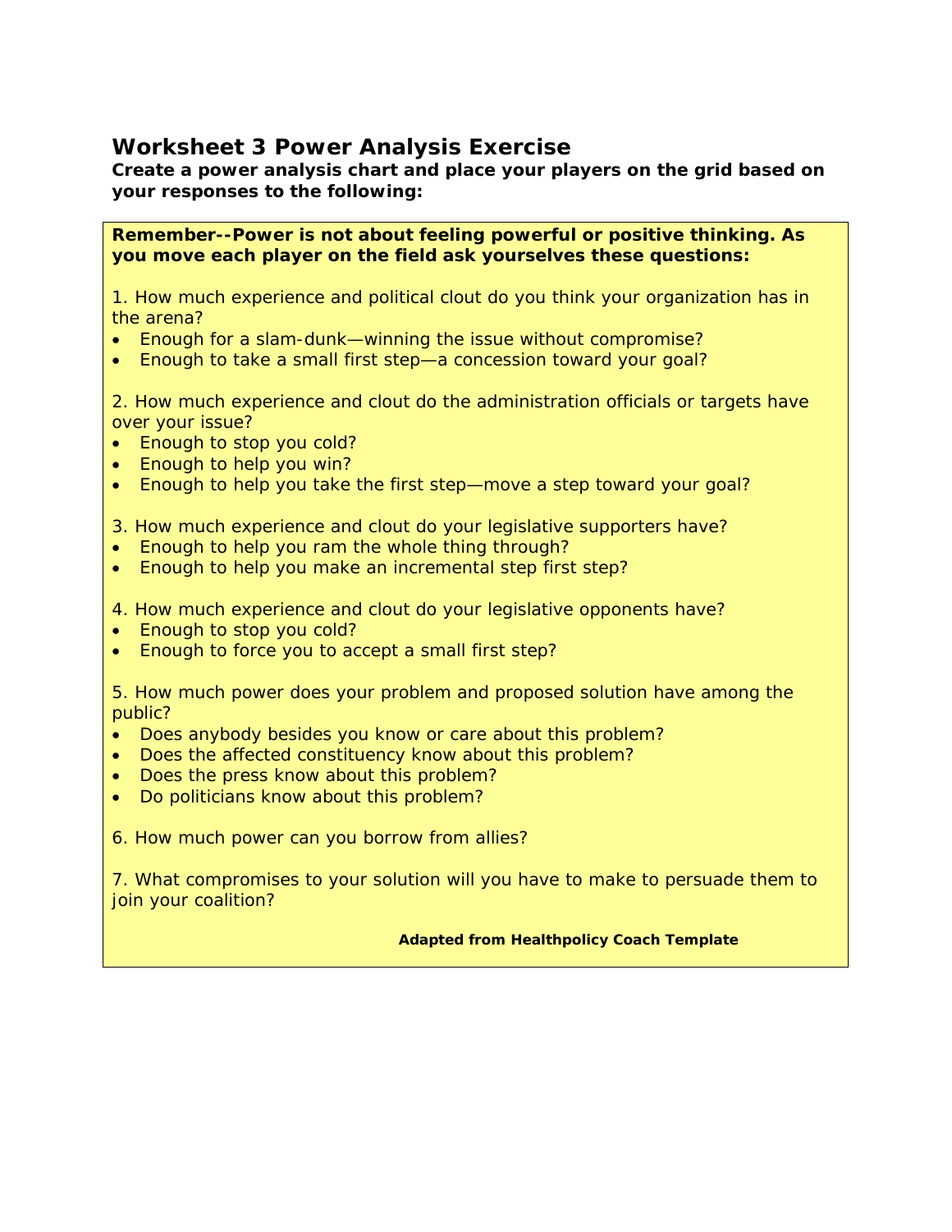## Worksheet 3 Power Analysis Exercise

**Create a power analysis chart and place your players on the grid based on your responses to the following:**

**Remember--Power is not about feeling powerful or positive thinking. As you move each player on the field ask yourselves these questions:**

1. How much experience and political clout do you think your organization has in the arena?
   - Enough for a slam-dunk—winning the issue without compromise?
   - Enough to take a small first step—a concession toward your goal?

2. How much experience and clout do the administration officials or targets have over your issue?
   - Enough to stop you cold?
   - Enough to help you win?
   - Enough to help you take the first step—move a step toward your goal?

3. How much experience and clout do your legislative supporters have?
   - Enough to help you ram the whole thing through?
   - Enough to help you make an incremental step first step?

4. How much experience and clout do your legislative opponents have?
   - Enough to stop you cold?
   - Enough to force you to accept a small first step?

5. How much power does your problem and proposed solution have among the public?
   - Does anybody besides you know or care about this problem?
   - Does the affected constituency know about this problem?
   - Does the press know about this problem?
   - Do politicians know about this problem?

6. How much power can you borrow from allies?

7. What compromises to your solution will you have to make to persuade them to join your coalition?

**Adapted from Healthpolicy Coach Template**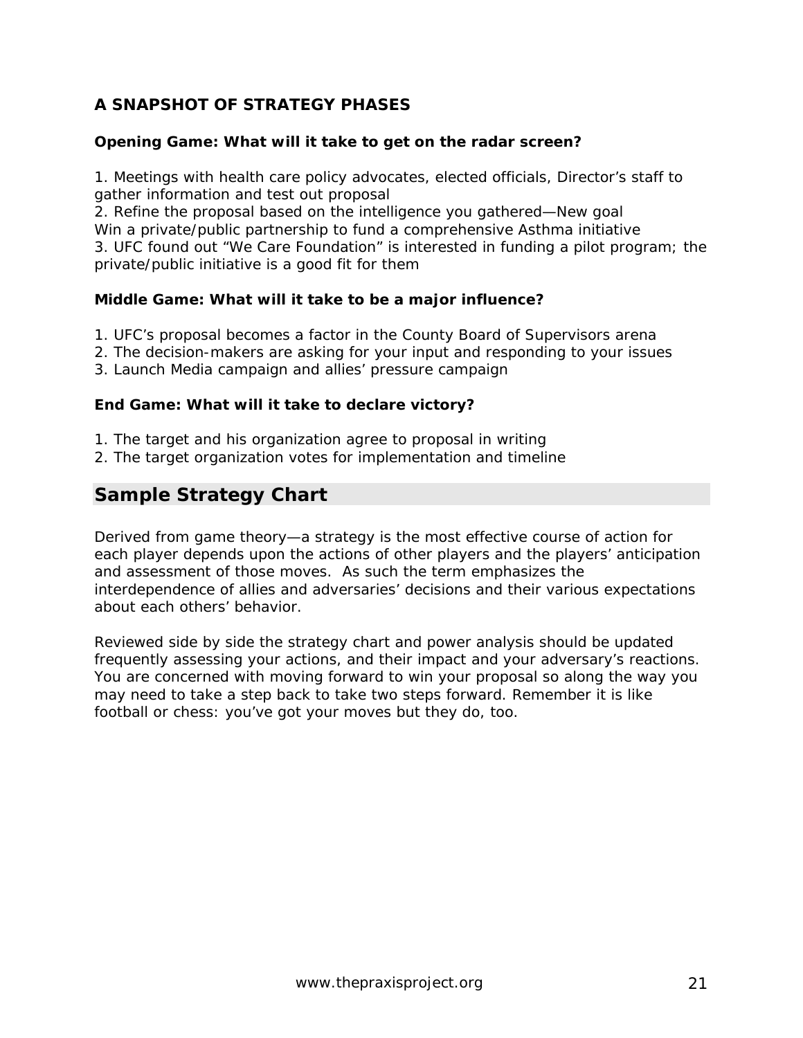### A SNAPSHOT OF STRATEGY PHASES

**Opening Game: What will it take to get on the radar screen?**

1. Meetings with health care policy advocates, elected officials, Director's staff to gather information and test out proposal
2. Refine the proposal based on the intelligence you gathered—New goal Win a private/public partnership to fund a comprehensive Asthma initiative
3. UFC found out "We Care Foundation" is interested in funding a pilot program; the private/public initiative is a good fit for them

**Middle Game: What will it take to be a major influence?**

1. UFC's proposal becomes a factor in the County Board of Supervisors arena
2. The decision-makers are asking for your input and responding to your issues
3. Launch Media campaign and allies' pressure campaign

**End Game: What will it take to declare victory?**

1. The target and his organization agree to proposal in writing
2. The target organization votes for implementation and timeline

## Sample Strategy Chart

Derived from game theory—a strategy is the most effective course of action for each player depends upon the actions of other players and the players' anticipation and assessment of those moves. As such the term emphasizes the interdependence of allies and adversaries' decisions and their various expectations about each others' behavior.

Reviewed side by side the strategy chart and power analysis should be updated frequently assessing your actions, and their impact and your adversary's reactions. You are concerned with moving forward to win your proposal so along the way you may need to take a step back to take two steps forward. Remember it is like football or chess: you've got your moves but they do, too.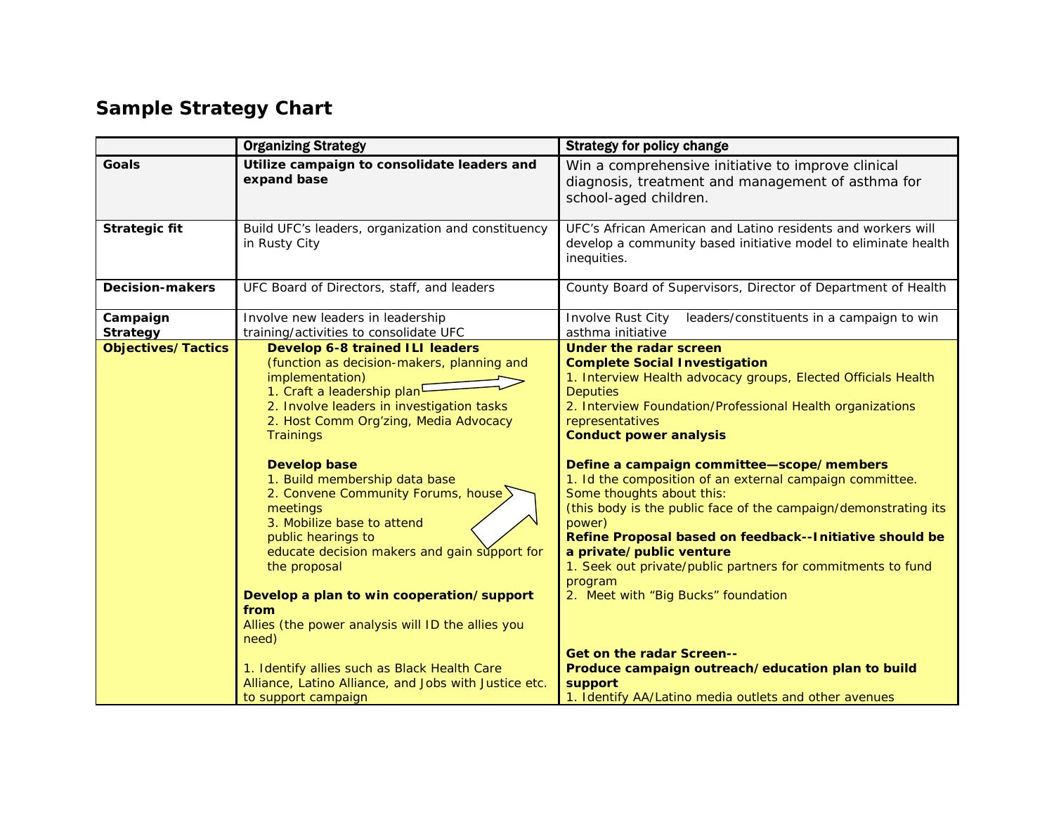## Sample Strategy Chart

| | Organizing Strategy | Strategy for policy change |
|---|---|---|
| **Goals** | **Utilize campaign to consolidate leaders and expand base** | Win a comprehensive initiative to improve clinical diagnosis, treatment and management of asthma for school-aged children. |
| **Strategic fit** | Build UFC's leaders, organization and constituency in Rusty City | UFC's African American and Latino residents and workers will develop a community based initiative model to eliminate health inequities. |
| **Decision-makers** | UFC Board of Directors, staff, and leaders | County Board of Supervisors, Director of Department of Health |
| **Campaign Strategy** | Involve new leaders in leadership training/activities to consolidate UFC | Involve Rust City leaders/constituents in a campaign to win asthma initiative |
| **Objectives/Tactics** | **Develop 6-8 trained ILI leaders**<br>(function as decision-makers, planning and implementation)<br>1. Craft a leadership plan<br>2. Involve leaders in investigation tasks<br>2. Host Comm Org'zing, Media Advocacy Trainings<br><br>**Develop base**<br>1. Build membership data base<br>2. Convene Community Forums, house meetings<br>3. Mobilize base to attend public hearings to educate decision makers and gain support for the proposal<br><br>**Develop a plan to win cooperation/support from**<br>Allies (the power analysis will ID the allies you need)<br><br>1. Identify allies such as Black Health Care Alliance, Latino Alliance, and Jobs with Justice etc. to support campaign | **Under the radar screen**<br>**Complete Social Investigation**<br>1. Interview Health advocacy groups, Elected Officials Health Deputies<br>2. Interview Foundation/Professional Health organizations representatives<br>**Conduct power analysis**<br><br>**Define a campaign committee—scope/members**<br>1. Id the composition of an external campaign committee. Some thoughts about this:<br>(this body is the public face of the campaign/demonstrating its power)<br>**Refine Proposal based on feedback--Initiative should be a private/public venture**<br>1. Seek out private/public partners for commitments to fund program<br>2. Meet with "Big Bucks" foundation<br><br>**Get on the radar Screen--**<br>**Produce campaign outreach/education plan to build support**<br>1. Identify AA/Latino media outlets and other avenues |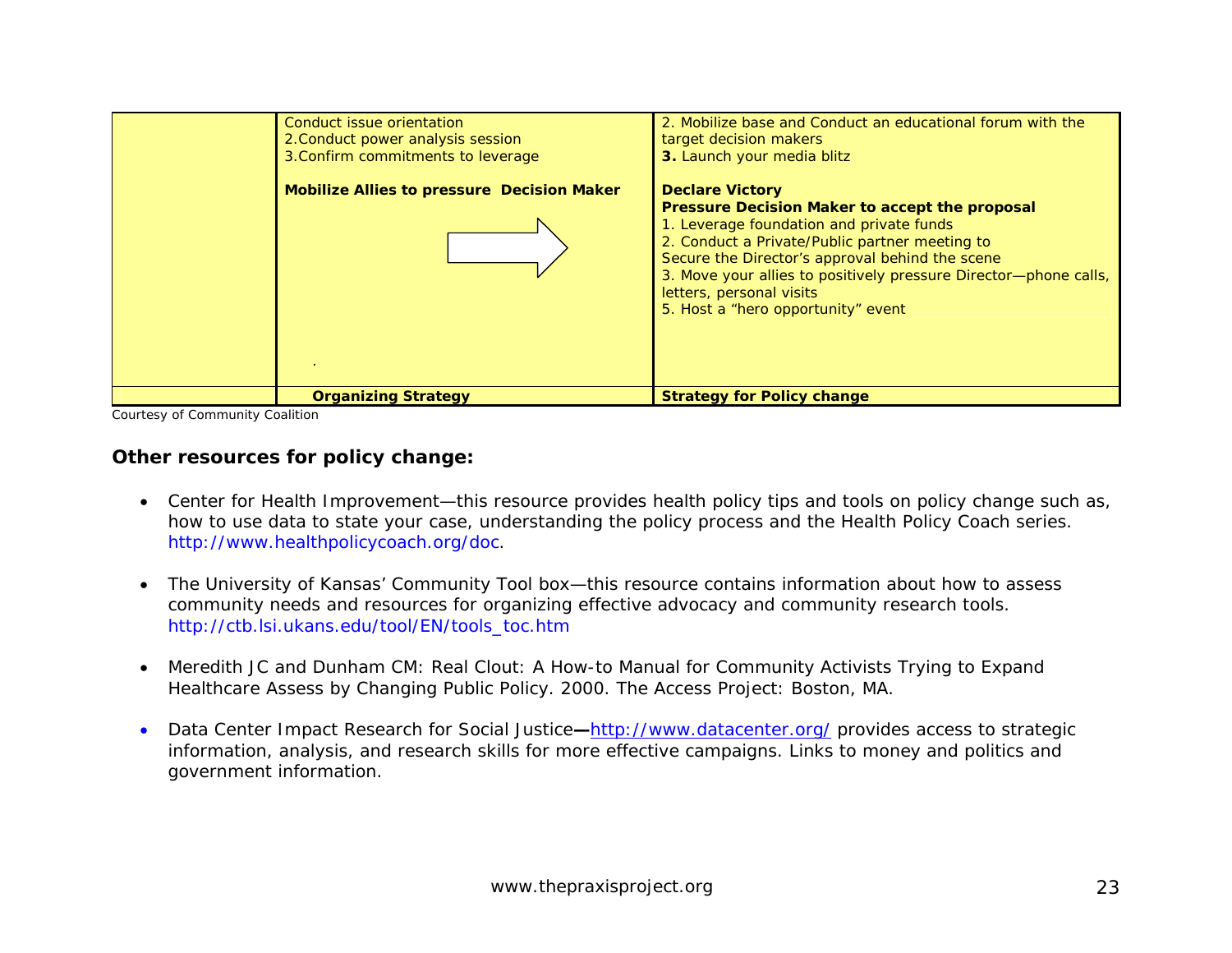| | Conduct issue orientation<br>2.Conduct power analysis session<br>3.Confirm commitments to leverage<br><br>**Mobilize Allies to pressure Decision Maker**<br><br>. | 2. Mobilize base and Conduct an educational forum with the target decision makers<br>**3.** Launch your media blitz<br><br>**Declare Victory**<br>**Pressure Decision Maker to accept the proposal**<br>1. Leverage foundation and private funds<br>2. Conduct a Private/Public partner meeting to Secure the Director's approval behind the scene<br>3. Move your allies to positively pressure Director—phone calls, letters, personal visits<br>5. Host a "hero opportunity" event |
|---|---|---|
| | **Organizing Strategy** | **Strategy for Policy change** |

Courtesy of Community Coalition

### Other resources for policy change:

- Center for Health Improvement—this resource provides health policy tips and tools on policy change such as, how to use data to state your case, understanding the policy process and the Health Policy Coach series. http://www.healthpolicycoach.org/doc.

- The University of Kansas' Community Tool box—this resource contains information about how to assess community needs and resources for organizing effective advocacy and community research tools. http://ctb.lsi.ukans.edu/tool/EN/tools_toc.htm

- Meredith JC and Dunham CM: Real Clout: A How-to Manual for Community Activists Trying to Expand Healthcare Assess by Changing Public Policy. 2000. The Access Project: Boston, MA.

- Data Center Impact Research for Social Justice—http://www.datacenter.org/ provides access to strategic information, analysis, and research skills for more effective campaigns. Links to money and politics and government information.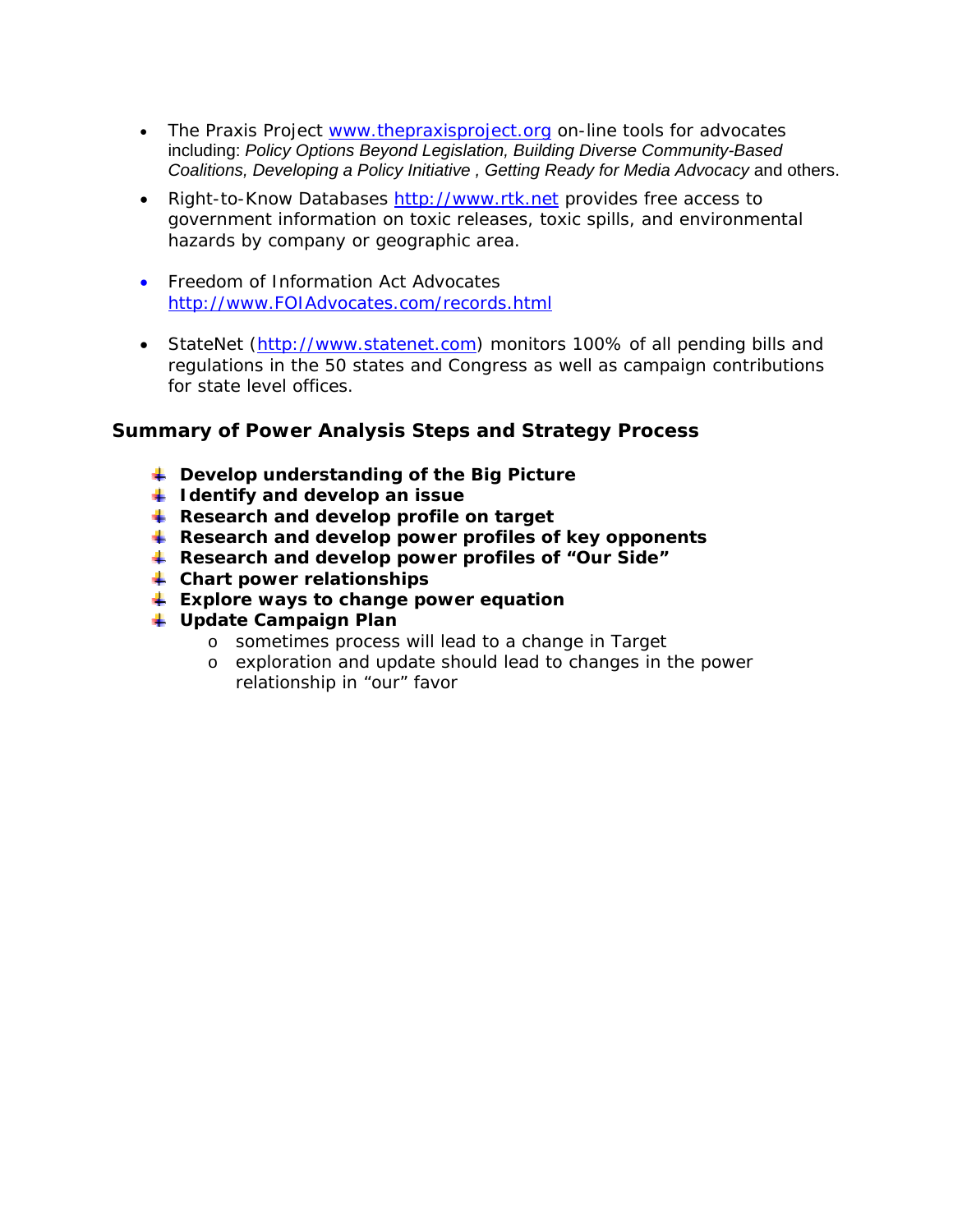- The Praxis Project [www.thepraxisproject.org](http://www.thepraxisproject.org) on-line tools for advocates including: *Policy Options Beyond Legislation, Building Diverse Community-Based Coalitions, Developing a Policy Initiative , Getting Ready for Media Advocacy* and others.
- Right-to-Know Databases [http://www.rtk.net](http://www.rtk.net) provides free access to government information on toxic releases, toxic spills, and environmental hazards by company or geographic area.
- Freedom of Information Act Advocates [http://www.FOIAdvocates.com/records.html](http://www.FOIAdvocates.com/records.html)
- StateNet ([http://www.statenet.com](http://www.statenet.com)) monitors 100% of all pending bills and regulations in the 50 states and Congress as well as campaign contributions for state level offices.

### Summary of Power Analysis Steps and Strategy Process

- **Develop understanding of the Big Picture**
- **Identify and develop an issue**
- **Research and develop profile on target**
- **Research and develop power profiles of key opponents**
- **Research and develop power profiles of "Our Side"**
- **Chart power relationships**
- **Explore ways to change power equation**
- **Update Campaign Plan**
    - sometimes process will lead to a change in Target
    - exploration and update should lead to changes in the power relationship in "our" favor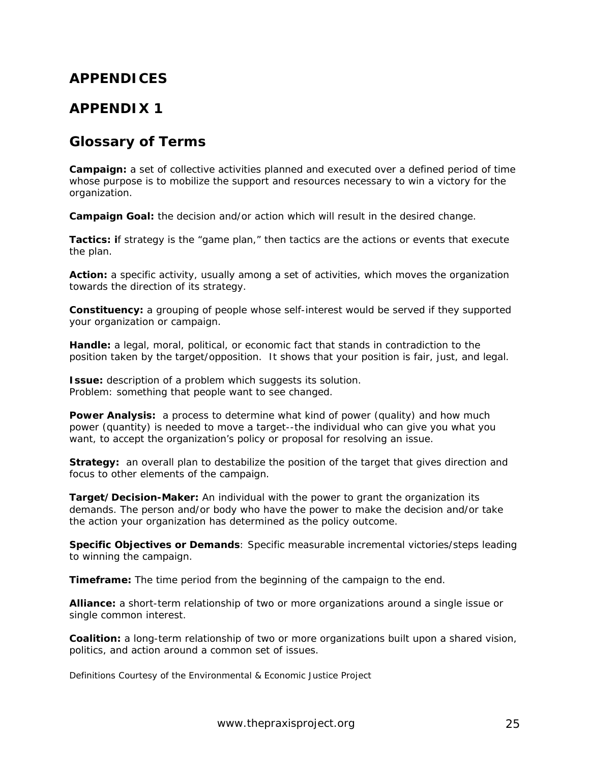# APPENDICES

## APPENDIX 1

## Glossary of Terms

**Campaign:** a set of collective activities planned and executed over a defined period of time whose purpose is to mobilize the support and resources necessary to win a victory for the organization.

**Campaign Goal:** the decision and/or action which will result in the desired change.

**Tactics: i**f strategy is the "game plan," then tactics are the actions or events that execute the plan.

**Action:** a specific activity, usually among a set of activities, which moves the organization towards the direction of its strategy.

**Constituency:** a grouping of people whose self-interest would be served if they supported your organization or campaign.

**Handle:** a legal, moral, political, or economic fact that stands in contradiction to the position taken by the target/opposition. It shows that your position is fair, just, and legal.

**Issue:** description of a problem which suggests its solution.
Problem: something that people want to see changed.

**Power Analysis:** a process to determine what kind of power (quality) and how much power (quantity) is needed to move a target--the individual who can give you what you want, to accept the organization's policy or proposal for resolving an issue.

**Strategy:** an overall plan to destabilize the position of the target that gives direction and focus to other elements of the campaign.

**Target/Decision-Maker:** An individual with the power to grant the organization its demands. The person and/or body who have the power to make the decision and/or take the action your organization has determined as the policy outcome.

**Specific Objectives or Demands**: Specific measurable incremental victories/steps leading to winning the campaign.

**Timeframe:** The time period from the beginning of the campaign to the end.

**Alliance:** a short-term relationship of two or more organizations around a single issue or single common interest.

**Coalition:** a long-term relationship of two or more organizations built upon a shared vision, politics, and action around a common set of issues.

Definitions Courtesy of the Environmental & Economic Justice Project

www.thepraxisproject.org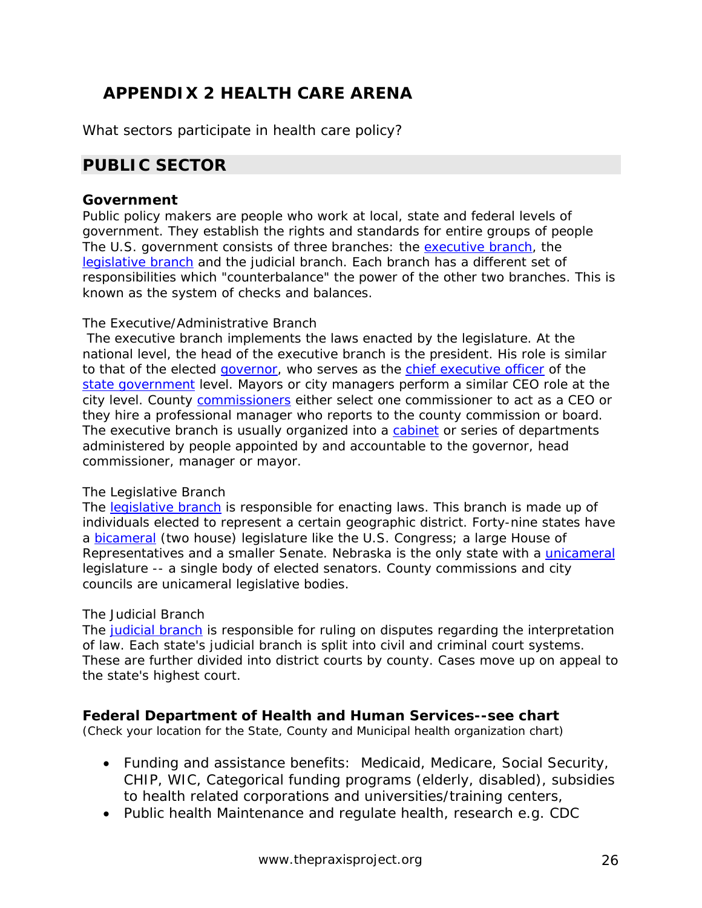# APPENDIX 2 HEALTH CARE ARENA

What sectors participate in health care policy?

## PUBLIC SECTOR

### Government

Public policy makers are people who work at local, state and federal levels of government. They establish the rights and standards for entire groups of people The U.S. government consists of three branches: the executive branch, the legislative branch and the judicial branch. Each branch has a different set of responsibilities which "counterbalance" the power of the other two branches. This is known as the system of checks and balances.

The Executive/Administrative Branch

The executive branch implements the laws enacted by the legislature. At the national level, the head of the executive branch is the president. His role is similar to that of the elected governor, who serves as the chief executive officer of the state government level. Mayors or city managers perform a similar CEO role at the city level. County commissioners either select one commissioner to act as a CEO or they hire a professional manager who reports to the county commission or board. The executive branch is usually organized into a cabinet or series of departments administered by people appointed by and accountable to the governor, head commissioner, manager or mayor.

The Legislative Branch

The legislative branch is responsible for enacting laws. This branch is made up of individuals elected to represent a certain geographic district. Forty-nine states have a bicameral (two house) legislature like the U.S. Congress; a large House of Representatives and a smaller Senate. Nebraska is the only state with a unicameral legislature -- a single body of elected senators. County commissions and city councils are unicameral legislative bodies.

The Judicial Branch

The judicial branch is responsible for ruling on disputes regarding the interpretation of law. Each state's judicial branch is split into civil and criminal court systems. These are further divided into district courts by county. Cases move up on appeal to the state's highest court.

### Federal Department of Health and Human Services--see chart

(Check your location for the State, County and Municipal health organization chart)

- Funding and assistance benefits: Medicaid, Medicare, Social Security, CHIP, WIC, Categorical funding programs (elderly, disabled), subsidies to health related corporations and universities/training centers,
- Public health Maintenance and regulate health, research e.g. CDC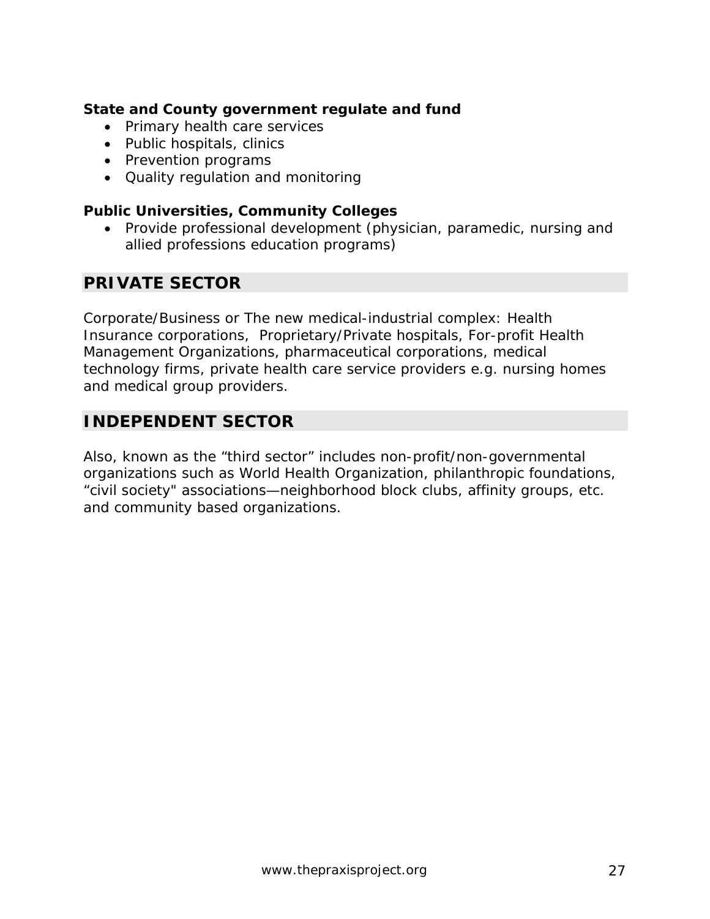**State and County government regulate and fund**

- Primary health care services
- Public hospitals, clinics
- Prevention programs
- Quality regulation and monitoring

**Public Universities, Community Colleges**

- Provide professional development (physician, paramedic, nursing and allied professions education programs)

## PRIVATE SECTOR

Corporate/Business or The new medical-industrial complex: Health Insurance corporations, Proprietary/Private hospitals, For-profit Health Management Organizations, pharmaceutical corporations, medical technology firms, private health care service providers e.g. nursing homes and medical group providers.

## INDEPENDENT SECTOR

Also, known as the "third sector" includes non-profit/non-governmental organizations such as World Health Organization, philanthropic foundations, "civil society" associations—neighborhood block clubs, affinity groups, etc. and community based organizations.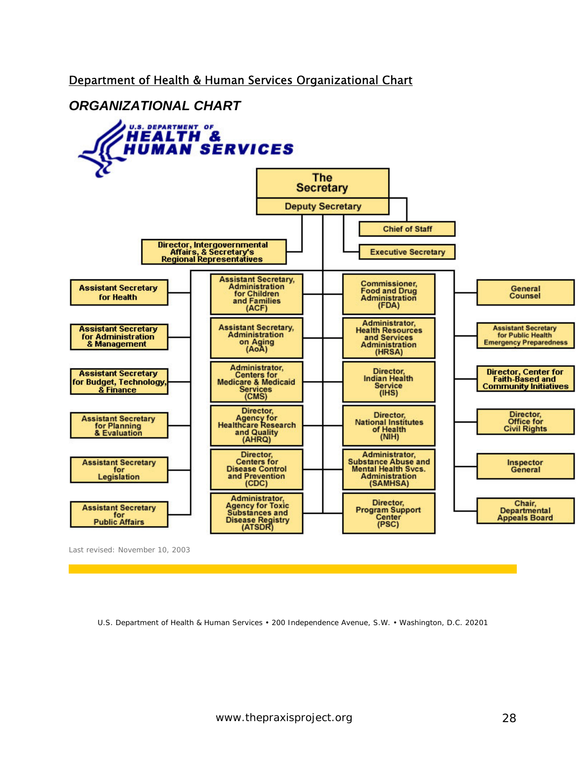Department of Health & Human Services Organizational Chart

## *ORGANIZATIONAL CHART*

U.S. DEPARTMENT OF HEALTH & HUMAN SERVICES

- The Secretary
  - Deputy Secretary
  - Chief of Staff
  - Executive Secretary
  - Director, Intergovernmental Affairs, & Secretary's Regional Representatives
  - Assistant Secretary for Health
  - Assistant Secretary for Administration & Management
  - Assistant Secretary for Budget, Technology, & Finance
  - Assistant Secretary for Planning & Evaluation
  - Assistant Secretary for Legislation
  - Assistant Secretary for Public Affairs
  - Assistant Secretary, Administration for Children and Families (ACF)
  - Assistant Secretary, Administration on Aging (AoA)
  - Administrator, Centers for Medicare & Medicaid Services (CMS)
  - Director, Agency for Healthcare Research and Quality (AHRQ)
  - Director, Centers for Disease Control and Prevention (CDC)
  - Administrator, Agency for Toxic Substances and Disease Registry (ATSDR)
  - Commissioner, Food and Drug Administration (FDA)
  - Administrator, Health Resources and Services Administration (HRSA)
  - Director, Indian Health Service (IHS)
  - Director, National Institutes of Health (NIH)
  - Administrator, Substance Abuse and Mental Health Svcs. Administration (SAMHSA)
  - Director, Program Support Center (PSC)
  - General Counsel
  - Assistant Secretary for Public Health Emergency Preparedness
  - Director, Center for Faith-Based and Community Initiatives
  - Director, Office for Civil Rights
  - Inspector General
  - Chair, Departmental Appeals Board

Last revised: November 10, 2003

U.S. Department of Health & Human Services • 200 Independence Avenue, S.W. • Washington, D.C. 20201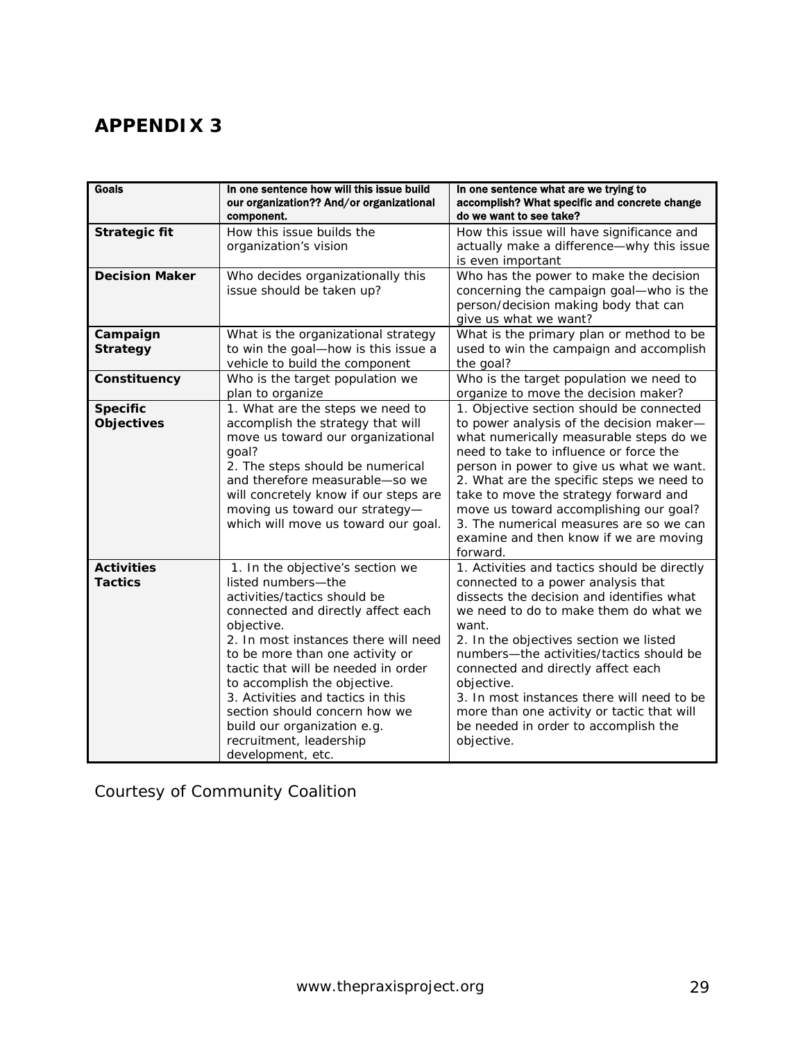# APPENDIX 3

| Goals | In one sentence how will this issue build our organization?? And/or organizational component. | In one sentence what are we trying to accomplish? What specific and concrete change do we want to see take? |
|---|---|---|
| **Strategic fit** | How this issue builds the organization's vision | How this issue will have significance and actually make a difference—why this issue is even important |
| **Decision Maker** | Who decides organizationally this issue should be taken up? | Who has the power to make the decision concerning the campaign goal—who is the person/decision making body that can give us what we want? |
| **Campaign Strategy** | What is the organizational strategy to win the goal—how is this issue a vehicle to build the component | What is the primary plan or method to be used to win the campaign and accomplish the goal? |
| **Constituency** | Who is the target population we plan to organize | Who is the target population we need to organize to move the decision maker? |
| **Specific Objectives** | 1. What are the steps we need to accomplish the strategy that will move us toward our organizational goal?<br>2. The steps should be numerical and therefore measurable—so we will concretely know if our steps are moving us toward our strategy—which will move us toward our goal. | 1. Objective section should be connected to power analysis of the decision maker—what numerically measurable steps do we need to take to influence or force the person in power to give us what we want.<br>2. What are the specific steps we need to take to move the strategy forward and move us toward accomplishing our goal?<br>3. The numerical measures are so we can examine and then know if we are moving forward. |
| **Activities Tactics** | 1. In the objective's section we listed numbers—the activities/tactics should be connected and directly affect each objective.<br>2. In most instances there will need to be more than one activity or tactic that will be needed in order to accomplish the objective.<br>3. Activities and tactics in this section should concern how we build our organization e.g. recruitment, leadership development, etc. | 1. Activities and tactics should be directly connected to a power analysis that dissects the decision and identifies what we need to do to make them do what we want.<br>2. In the objectives section we listed numbers—the activities/tactics should be connected and directly affect each objective.<br>3. In most instances there will need to be more than one activity or tactic that will be needed in order to accomplish the objective. |

Courtesy of Community Coalition